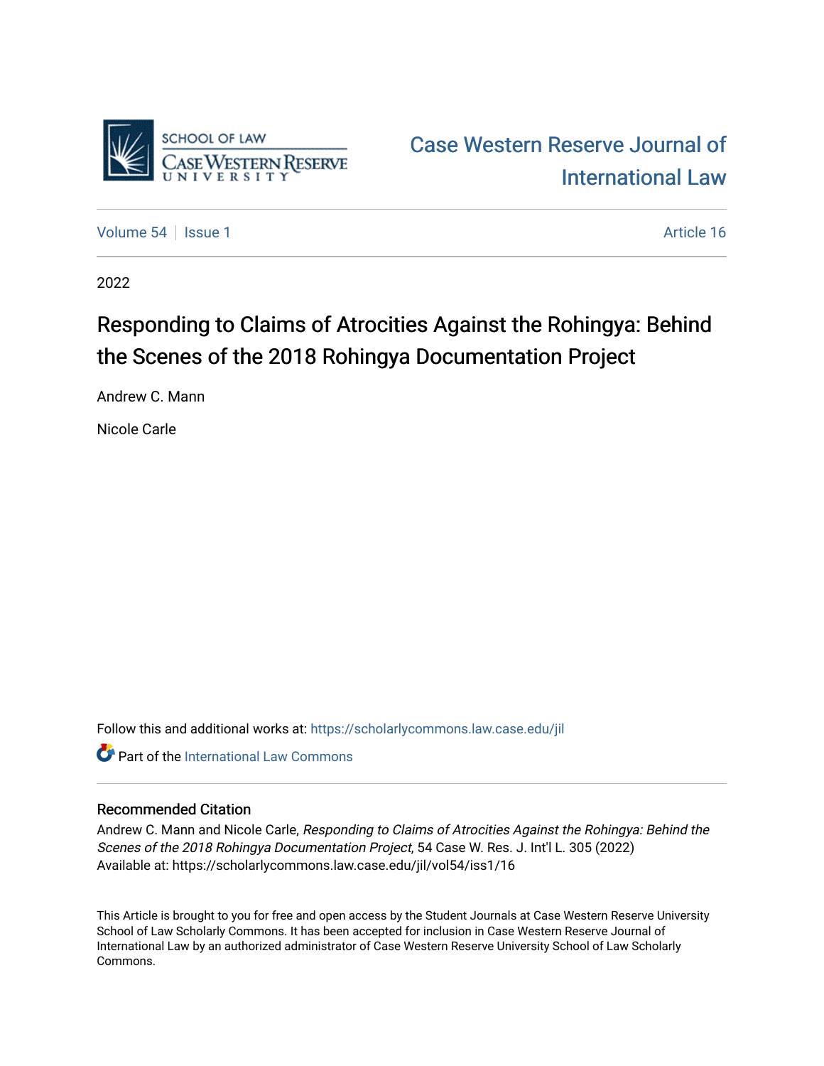Case Western Reserve Journal of International Law

Volume 54 | Issue 1 | Article 16

2022

# Responding to Claims of Atrocities Against the Rohingya: Behind the Scenes of the 2018 Rohingya Documentation Project

Andrew C. Mann

Nicole Carle

Follow this and additional works at: https://scholarlycommons.law.case.edu/jil

Part of the International Law Commons

## Recommended Citation

Andrew C. Mann and Nicole Carle, *Responding to Claims of Atrocities Against the Rohingya: Behind the Scenes of the 2018 Rohingya Documentation Project*, 54 Case W. Res. J. Int'l L. 305 (2022)
Available at: https://scholarlycommons.law.case.edu/jil/vol54/iss1/16

This Article is brought to you for free and open access by the Student Journals at Case Western Reserve University School of Law Scholarly Commons. It has been accepted for inclusion in Case Western Reserve Journal of International Law by an authorized administrator of Case Western Reserve University School of Law Scholarly Commons.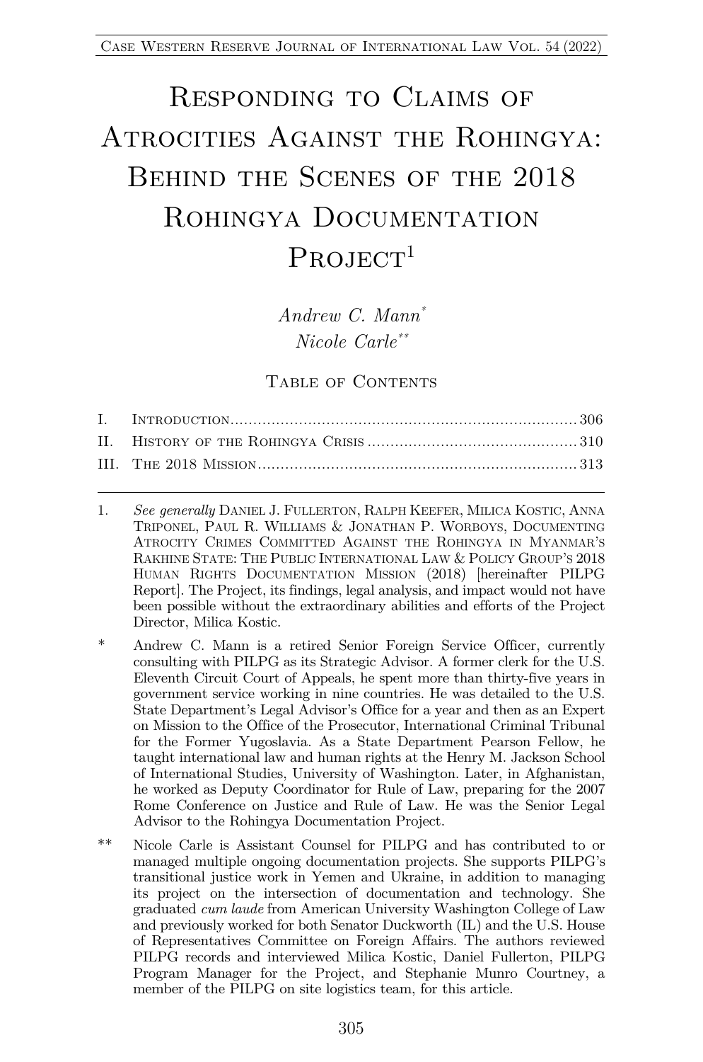# Responding to Claims of Atrocities Against the Rohingya: Behind the Scenes of the 2018 Rohingya Documentation Project[1]

*Andrew C. Mann*[*]
*Nicole Carle*[**]

## Table of Contents

I. Introduction........................................................................306
II. History of the Rohingya Crisis ............................................310
III. The 2018 Mission....................................................................313

---

1. *See generally* Daniel J. Fullerton, Ralph Keefer, Milica Kostic, Anna Triponel, Paul R. Williams & Jonathan P. Worboys, Documenting Atrocity Crimes Committed Against the Rohingya in Myanmar's Rakhine State: The Public International Law & Policy Group's 2018 Human Rights Documentation Mission (2018) [hereinafter PILPG Report]. The Project, its findings, legal analysis, and impact would not have been possible without the extraordinary abilities and efforts of the Project Director, Milica Kostic.

\* Andrew C. Mann is a retired Senior Foreign Service Officer, currently consulting with PILPG as its Strategic Advisor. A former clerk for the U.S. Eleventh Circuit Court of Appeals, he spent more than thirty-five years in government service working in nine countries. He was detailed to the U.S. State Department's Legal Advisor's Office for a year and then as an Expert on Mission to the Office of the Prosecutor, International Criminal Tribunal for the Former Yugoslavia. As a State Department Pearson Fellow, he taught international law and human rights at the Henry M. Jackson School of International Studies, University of Washington. Later, in Afghanistan, he worked as Deputy Coordinator for Rule of Law, preparing for the 2007 Rome Conference on Justice and Rule of Law. He was the Senior Legal Advisor to the Rohingya Documentation Project.

\*\* Nicole Carle is Assistant Counsel for PILPG and has contributed to or managed multiple ongoing documentation projects. She supports PILPG's transitional justice work in Yemen and Ukraine, in addition to managing its project on the intersection of documentation and technology. She graduated *cum laude* from American University Washington College of Law and previously worked for both Senator Duckworth (IL) and the U.S. House of Representatives Committee on Foreign Affairs. The authors reviewed PILPG records and interviewed Milica Kostic, Daniel Fullerton, PILPG Program Manager for the Project, and Stephanie Munro Courtney, a member of the PILPG on site logistics team, for this article.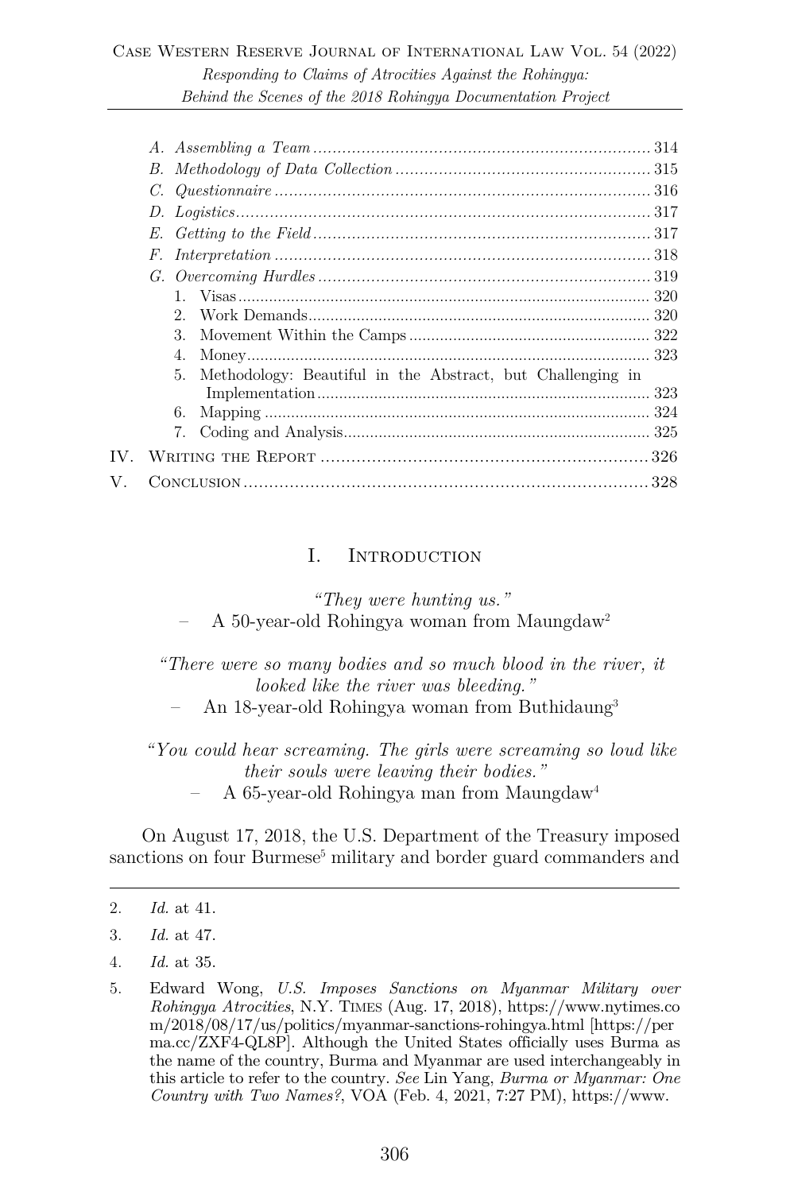- A. *Assembling a Team* ........ 314
- B. *Methodology of Data Collection* ........ 315
- C. *Questionnaire* ........ 316
- D. *Logistics* ........ 317
- E. *Getting to the Field* ........ 317
- F. *Interpretation* ........ 318
- G. *Overcoming Hurdles* ........ 319
  1. Visas ........ 320
  2. Work Demands ........ 320
  3. Movement Within the Camps ........ 322
  4. Money ........ 323
  5. Methodology: Beautiful in the Abstract, but Challenging in Implementation ........ 323
  6. Mapping ........ 324
  7. Coding and Analysis ........ 325

IV. Writing the Report ........ 326

V. Conclusion ........ 328

# I. Introduction

> *"They were hunting us."*
>
> – A 50-year-old Rohingya woman from Maungdaw[2]

> *"There were so many bodies and so much blood in the river, it looked like the river was bleeding."*
>
> – An 18-year-old Rohingya woman from Buthidaung[3]

> *"You could hear screaming. The girls were screaming so loud like their souls were leaving their bodies."*
>
> – A 65-year-old Rohingya man from Maungdaw[4]

On August 17, 2018, the U.S. Department of the Treasury imposed sanctions on four Burmese[5] military and border guard commanders and

---

2. *Id.* at 41.
3. *Id.* at 47.
4. *Id.* at 35.
5. Edward Wong, *U.S. Imposes Sanctions on Myanmar Military over Rohingya Atrocities*, N.Y. Times (Aug. 17, 2018), https://www.nytimes.com/2018/08/17/us/politics/myanmar-sanctions-rohingya.html [https://perma.cc/ZXF4-QL8P]. Although the United States officially uses Burma as the name of the country, Burma and Myanmar are used interchangeably in this article to refer to the country. *See* Lin Yang, *Burma or Myanmar: One Country with Two Names?*, VOA (Feb. 4, 2021, 7:27 PM), https://www.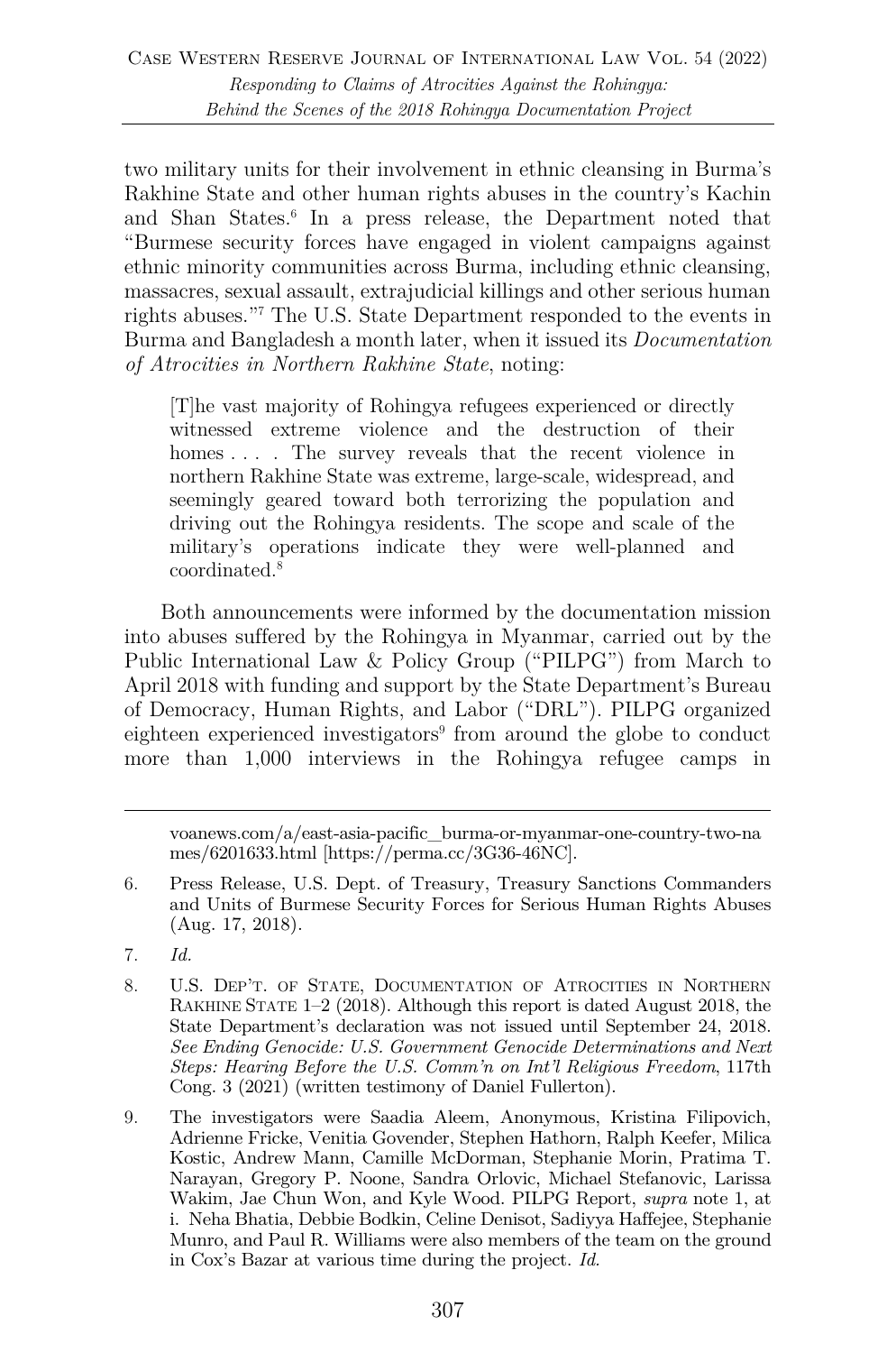two military units for their involvement in ethnic cleansing in Burma's Rakhine State and other human rights abuses in the country's Kachin and Shan States.[6] In a press release, the Department noted that "Burmese security forces have engaged in violent campaigns against ethnic minority communities across Burma, including ethnic cleansing, massacres, sexual assault, extrajudicial killings and other serious human rights abuses."[7] The U.S. State Department responded to the events in Burma and Bangladesh a month later, when it issued its *Documentation of Atrocities in Northern Rakhine State*, noting:

> [T]he vast majority of Rohingya refugees experienced or directly witnessed extreme violence and the destruction of their homes . . . . The survey reveals that the recent violence in northern Rakhine State was extreme, large-scale, widespread, and seemingly geared toward both terrorizing the population and driving out the Rohingya residents. The scope and scale of the military's operations indicate they were well-planned and coordinated.[8]

Both announcements were informed by the documentation mission into abuses suffered by the Rohingya in Myanmar, carried out by the Public International Law & Policy Group ("PILPG") from March to April 2018 with funding and support by the State Department's Bureau of Democracy, Human Rights, and Labor ("DRL"). PILPG organized eighteen experienced investigators[9] from around the globe to conduct more than 1,000 interviews in the Rohingya refugee camps in

---

voanews.com/a/east-asia-pacific_burma-or-myanmar-one-country-two-names/6201633.html [https://perma.cc/3G36-46NC].

6. Press Release, U.S. Dept. of Treasury, Treasury Sanctions Commanders and Units of Burmese Security Forces for Serious Human Rights Abuses (Aug. 17, 2018).

7. *Id.*

8. U.S. DEP'T. OF STATE, DOCUMENTATION OF ATROCITIES IN NORTHERN RAKHINE STATE 1–2 (2018). Although this report is dated August 2018, the State Department's declaration was not issued until September 24, 2018. *See Ending Genocide: U.S. Government Genocide Determinations and Next Steps: Hearing Before the U.S. Comm'n on Int'l Religious Freedom*, 117th Cong. 3 (2021) (written testimony of Daniel Fullerton).

9. The investigators were Saadia Aleem, Anonymous, Kristina Filipovich, Adrienne Fricke, Venitia Govender, Stephen Hathorn, Ralph Keefer, Milica Kostic, Andrew Mann, Camille McDorman, Stephanie Morin, Pratima T. Narayan, Gregory P. Noone, Sandra Orlovic, Michael Stefanovic, Larissa Wakim, Jae Chun Won, and Kyle Wood. PILPG Report, *supra* note 1, at i. Neha Bhatia, Debbie Bodkin, Celine Denisot, Sadiyya Haffejee, Stephanie Munro, and Paul R. Williams were also members of the team on the ground in Cox's Bazar at various time during the project. *Id.*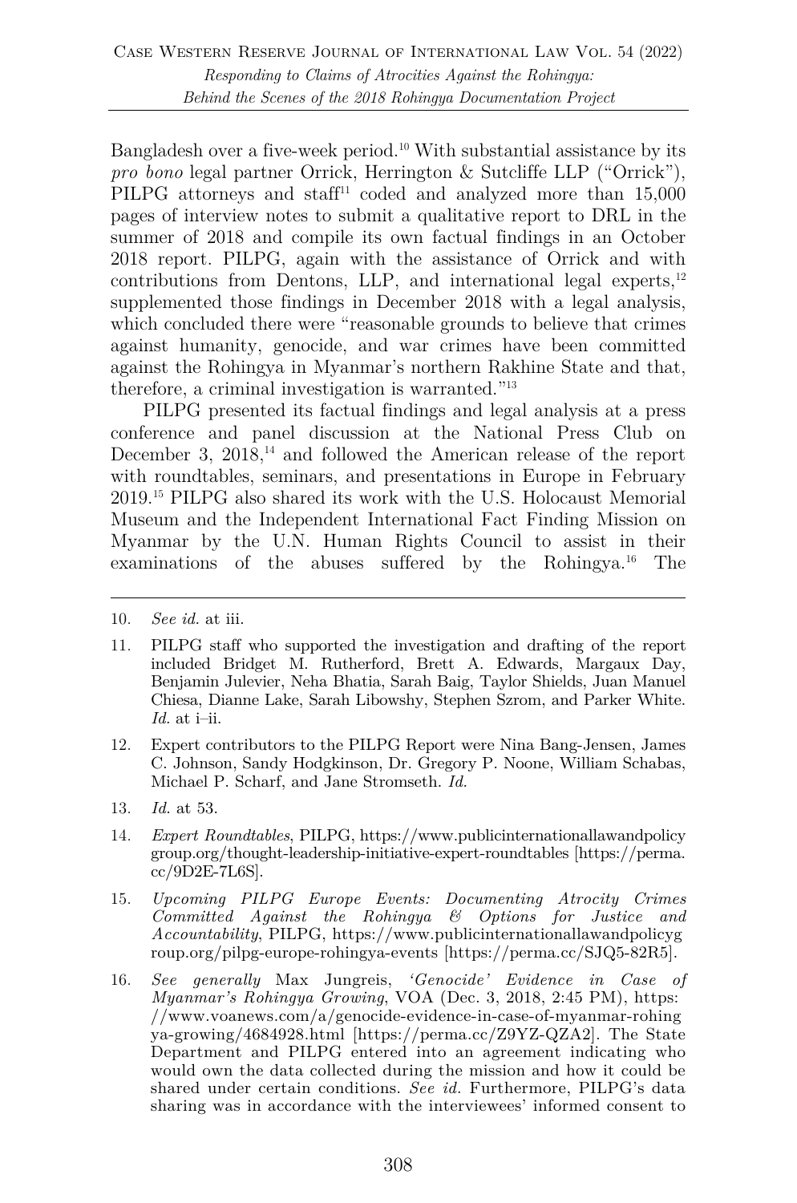Bangladesh over a five-week period.[10] With substantial assistance by its *pro bono* legal partner Orrick, Herrington & Sutcliffe LLP ("Orrick"), PILPG attorneys and staff[11] coded and analyzed more than 15,000 pages of interview notes to submit a qualitative report to DRL in the summer of 2018 and compile its own factual findings in an October 2018 report. PILPG, again with the assistance of Orrick and with contributions from Dentons, LLP, and international legal experts,[12] supplemented those findings in December 2018 with a legal analysis, which concluded there were "reasonable grounds to believe that crimes against humanity, genocide, and war crimes have been committed against the Rohingya in Myanmar's northern Rakhine State and that, therefore, a criminal investigation is warranted."[13]

PILPG presented its factual findings and legal analysis at a press conference and panel discussion at the National Press Club on December 3, 2018,[14] and followed the American release of the report with roundtables, seminars, and presentations in Europe in February 2019.[15] PILPG also shared its work with the U.S. Holocaust Memorial Museum and the Independent International Fact Finding Mission on Myanmar by the U.N. Human Rights Council to assist in their examinations of the abuses suffered by the Rohingya.[16] The

---

10. *See id.* at iii.

11. PILPG staff who supported the investigation and drafting of the report included Bridget M. Rutherford, Brett A. Edwards, Margaux Day, Benjamin Julevier, Neha Bhatia, Sarah Baig, Taylor Shields, Juan Manuel Chiesa, Dianne Lake, Sarah Libowshy, Stephen Szrom, and Parker White. *Id.* at i–ii.

12. Expert contributors to the PILPG Report were Nina Bang-Jensen, James C. Johnson, Sandy Hodgkinson, Dr. Gregory P. Noone, William Schabas, Michael P. Scharf, and Jane Stromseth. *Id.*

13. *Id.* at 53.

14. *Expert Roundtables*, PILPG, https://www.publicinternationallawandpolicygroup.org/thought-leadership-initiative-expert-roundtables [https://perma.cc/9D2E-7L6S].

15. *Upcoming PILPG Europe Events: Documenting Atrocity Crimes Committed Against the Rohingya & Options for Justice and Accountability*, PILPG, https://www.publicinternationallawandpolicygroup.org/pilpg-europe-rohingya-events [https://perma.cc/SJQ5-82R5].

16. *See generally* Max Jungreis, *'Genocide' Evidence in Case of Myanmar's Rohingya Growing*, VOA (Dec. 3, 2018, 2:45 PM), https://www.voanews.com/a/genocide-evidence-in-case-of-myanmar-rohingya-growing/4684928.html [https://perma.cc/Z9YZ-QZA2]. The State Department and PILPG entered into an agreement indicating who would own the data collected during the mission and how it could be shared under certain conditions. *See id.* Furthermore, PILPG's data sharing was in accordance with the interviewees' informed consent to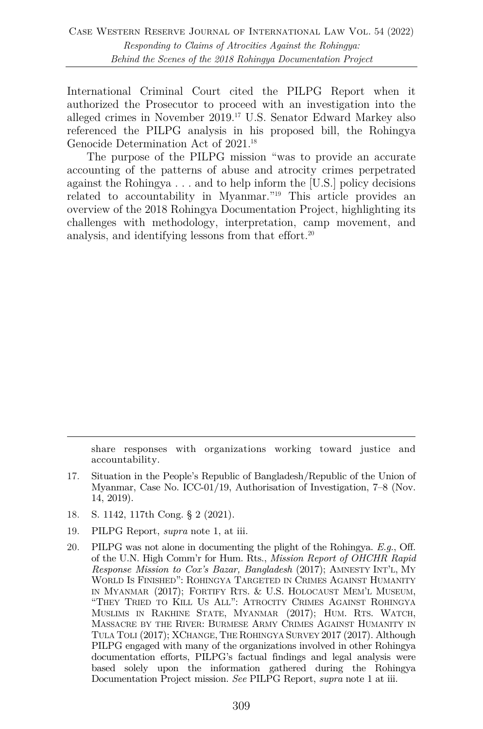International Criminal Court cited the PILPG Report when it authorized the Prosecutor to proceed with an investigation into the alleged crimes in November 2019.[17] U.S. Senator Edward Markey also referenced the PILPG analysis in his proposed bill, the Rohingya Genocide Determination Act of 2021.[18]

The purpose of the PILPG mission "was to provide an accurate accounting of the patterns of abuse and atrocity crimes perpetrated against the Rohingya . . . and to help inform the [U.S.] policy decisions related to accountability in Myanmar."[19] This article provides an overview of the 2018 Rohingya Documentation Project, highlighting its challenges with methodology, interpretation, camp movement, and analysis, and identifying lessons from that effort.[20]

---

share responses with organizations working toward justice and accountability.

17. Situation in the People's Republic of Bangladesh/Republic of the Union of Myanmar, Case No. ICC-01/19, Authorisation of Investigation, 7–8 (Nov. 14, 2019).

18. S. 1142, 117th Cong. § 2 (2021).

19. PILPG Report, *supra* note 1, at iii.

20. PILPG was not alone in documenting the plight of the Rohingya. *E.g.*, Off. of the U.N. High Comm'r for Hum. Rts., *Mission Report of OHCHR Rapid Response Mission to Cox's Bazar, Bangladesh* (2017); AMNESTY INT'L, MY WORLD IS FINISHED": ROHINGYA TARGETED IN CRIMES AGAINST HUMANITY IN MYANMAR (2017); FORTIFY RTS. & U.S. HOLOCAUST MEM'L MUSEUM, "THEY TRIED TO KILL US ALL": ATROCITY CRIMES AGAINST ROHINGYA MUSLIMS IN RAKHINE STATE, MYANMAR (2017); HUM. RTS. WATCH, MASSACRE BY THE RIVER: BURMESE ARMY CRIMES AGAINST HUMANITY IN TULA TOLI (2017); XCHANGE, THE ROHINGYA SURVEY 2017 (2017). Although PILPG engaged with many of the organizations involved in other Rohingya documentation efforts, PILPG's factual findings and legal analysis were based solely upon the information gathered during the Rohingya Documentation Project mission. *See* PILPG Report, *supra* note 1 at iii.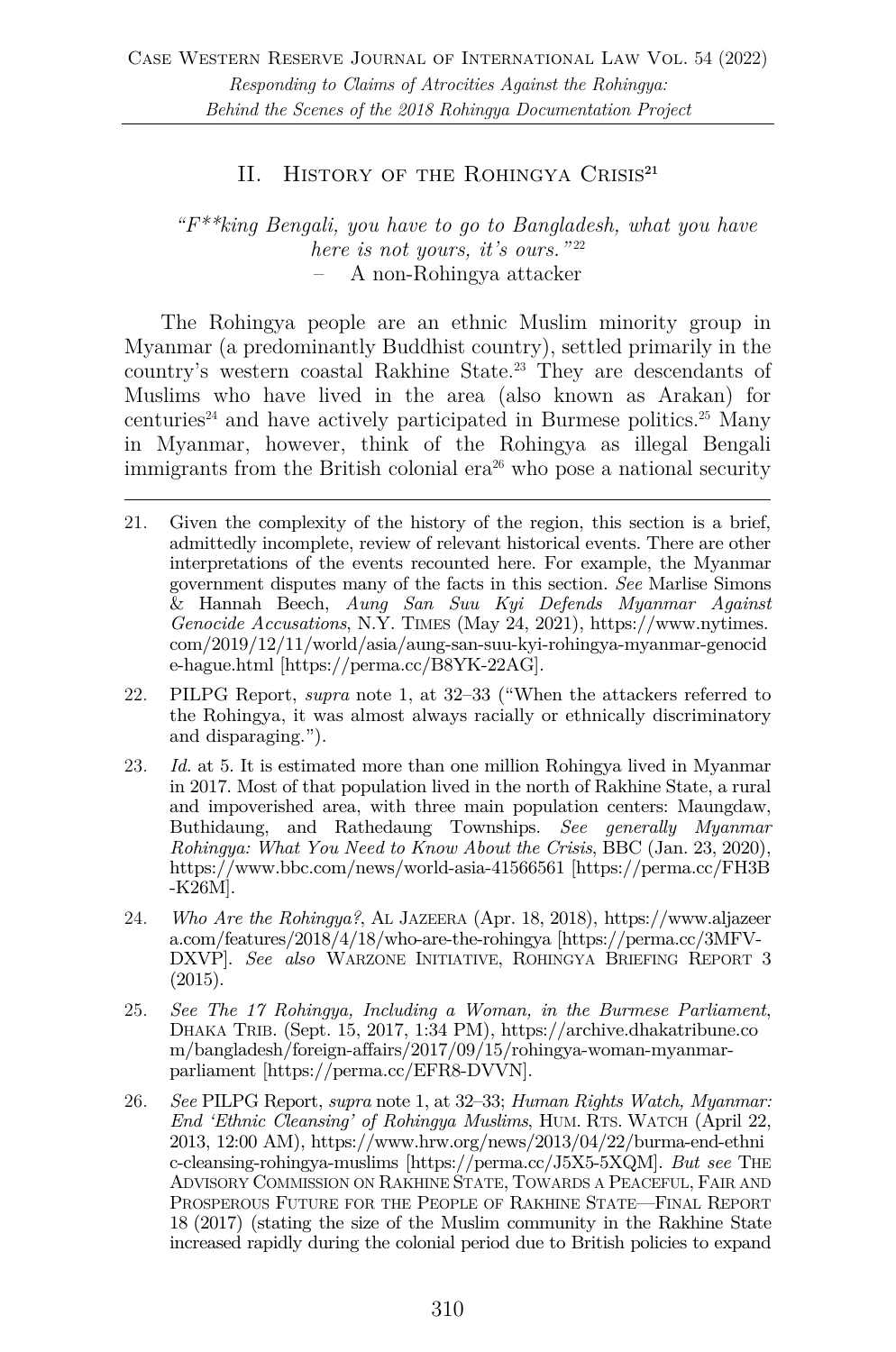## II. History of the Rohingya Crisis[21]

*"F\*\*king Bengali, you have to go to Bangladesh, what you have here is not yours, it's ours."*[22]
– A non-Rohingya attacker

The Rohingya people are an ethnic Muslim minority group in Myanmar (a predominantly Buddhist country), settled primarily in the country's western coastal Rakhine State.[23] They are descendants of Muslims who have lived in the area (also known as Arakan) for centuries[24] and have actively participated in Burmese politics.[25] Many in Myanmar, however, think of the Rohingya as illegal Bengali immigrants from the British colonial era[26] who pose a national security

---

21. Given the complexity of the history of the region, this section is a brief, admittedly incomplete, review of relevant historical events. There are other interpretations of the events recounted here. For example, the Myanmar government disputes many of the facts in this section. *See* Marlise Simons & Hannah Beech, *Aung San Suu Kyi Defends Myanmar Against Genocide Accusations*, N.Y. TIMES (May 24, 2021), https://www.nytimes.com/2019/12/11/world/asia/aung-san-suu-kyi-rohingya-myanmar-genocide-hague.html [https://perma.cc/B8YK-22AG].

22. PILPG Report, *supra* note 1, at 32–33 ("When the attackers referred to the Rohingya, it was almost always racially or ethnically discriminatory and disparaging.").

23. *Id.* at 5. It is estimated more than one million Rohingya lived in Myanmar in 2017. Most of that population lived in the north of Rakhine State, a rural and impoverished area, with three main population centers: Maungdaw, Buthidaung, and Rathedaung Townships. *See generally Myanmar Rohingya: What You Need to Know About the Crisis*, BBC (Jan. 23, 2020), https://www.bbc.com/news/world-asia-41566561 [https://perma.cc/FH3B-K26M].

24. *Who Are the Rohingya?*, AL JAZEERA (Apr. 18, 2018), https://www.aljazeera.com/features/2018/4/18/who-are-the-rohingya [https://perma.cc/3MFV-DXVP]. *See also* WARZONE INITIATIVE, ROHINGYA BRIEFING REPORT 3 (2015).

25. *See The 17 Rohingya, Including a Woman, in the Burmese Parliament*, DHAKA TRIB. (Sept. 15, 2017, 1:34 PM), https://archive.dhakatribune.com/bangladesh/foreign-affairs/2017/09/15/rohingya-woman-myanmar-parliament [https://perma.cc/EFR8-DVVN].

26. *See* PILPG Report, *supra* note 1, at 32–33; *Human Rights Watch, Myanmar: End 'Ethnic Cleansing' of Rohingya Muslims*, HUM. RTS. WATCH (April 22, 2013, 12:00 AM), https://www.hrw.org/news/2013/04/22/burma-end-ethnic-cleansing-rohingya-muslims [https://perma.cc/J5X5-5XQM]. *But see* THE ADVISORY COMMISSION ON RAKHINE STATE, TOWARDS A PEACEFUL, FAIR AND PROSPEROUS FUTURE FOR THE PEOPLE OF RAKHINE STATE—FINAL REPORT 18 (2017) (stating the size of the Muslim community in the Rakhine State increased rapidly during the colonial period due to British policies to expand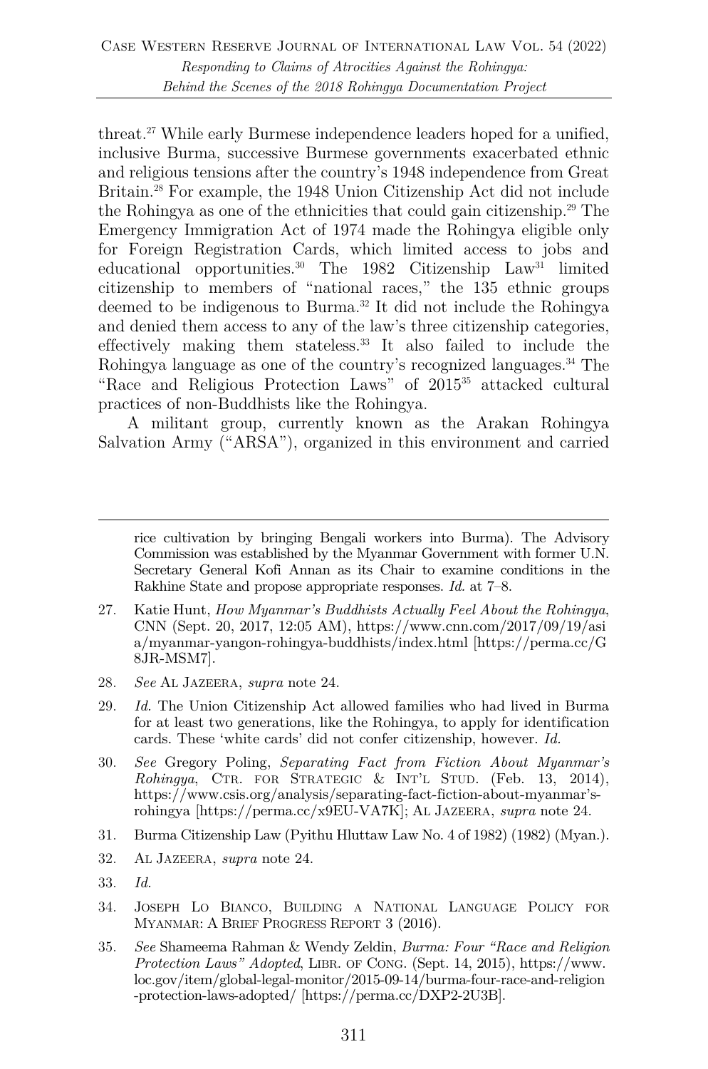threat.[27] While early Burmese independence leaders hoped for a unified, inclusive Burma, successive Burmese governments exacerbated ethnic and religious tensions after the country's 1948 independence from Great Britain.[28] For example, the 1948 Union Citizenship Act did not include the Rohingya as one of the ethnicities that could gain citizenship.[29] The Emergency Immigration Act of 1974 made the Rohingya eligible only for Foreign Registration Cards, which limited access to jobs and educational opportunities.[30] The 1982 Citizenship Law[31] limited citizenship to members of "national races," the 135 ethnic groups deemed to be indigenous to Burma.[32] It did not include the Rohingya and denied them access to any of the law's three citizenship categories, effectively making them stateless.[33] It also failed to include the Rohingya language as one of the country's recognized languages.[34] The "Race and Religious Protection Laws" of 2015[35] attacked cultural practices of non-Buddhists like the Rohingya.

A militant group, currently known as the Arakan Rohingya Salvation Army ("ARSA"), organized in this environment and carried

---

rice cultivation by bringing Bengali workers into Burma). The Advisory Commission was established by the Myanmar Government with former U.N. Secretary General Kofi Annan as its Chair to examine conditions in the Rakhine State and propose appropriate responses. *Id.* at 7–8.

27. Katie Hunt, *How Myanmar's Buddhists Actually Feel About the Rohingya*, CNN (Sept. 20, 2017, 12:05 AM), https://www.cnn.com/2017/09/19/asia/myanmar-yangon-rohingya-buddhists/index.html [https://perma.cc/G8JR-MSM7].

28. *See* AL JAZEERA, *supra* note 24.

29. *Id.* The Union Citizenship Act allowed families who had lived in Burma for at least two generations, like the Rohingya, to apply for identification cards. These 'white cards' did not confer citizenship, however. *Id.*

30. *See* Gregory Poling, *Separating Fact from Fiction About Myanmar's Rohingya*, CTR. FOR STRATEGIC & INT'L STUD. (Feb. 13, 2014), https://www.csis.org/analysis/separating-fact-fiction-about-myanmar's-rohingya [https://perma.cc/x9EU-VA7K]; AL JAZEERA, *supra* note 24.

31. Burma Citizenship Law (Pyithu Hluttaw Law No. 4 of 1982) (1982) (Myan.).

32. AL JAZEERA, *supra* note 24.

33. *Id.*

34. JOSEPH LO BIANCO, BUILDING A NATIONAL LANGUAGE POLICY FOR MYANMAR: A BRIEF PROGRESS REPORT 3 (2016).

35. *See* Shameema Rahman & Wendy Zeldin, *Burma: Four "Race and Religion Protection Laws" Adopted*, LIBR. OF CONG. (Sept. 14, 2015), https://www.loc.gov/item/global-legal-monitor/2015-09-14/burma-four-race-and-religion-protection-laws-adopted/ [https://perma.cc/DXP2-2U3B].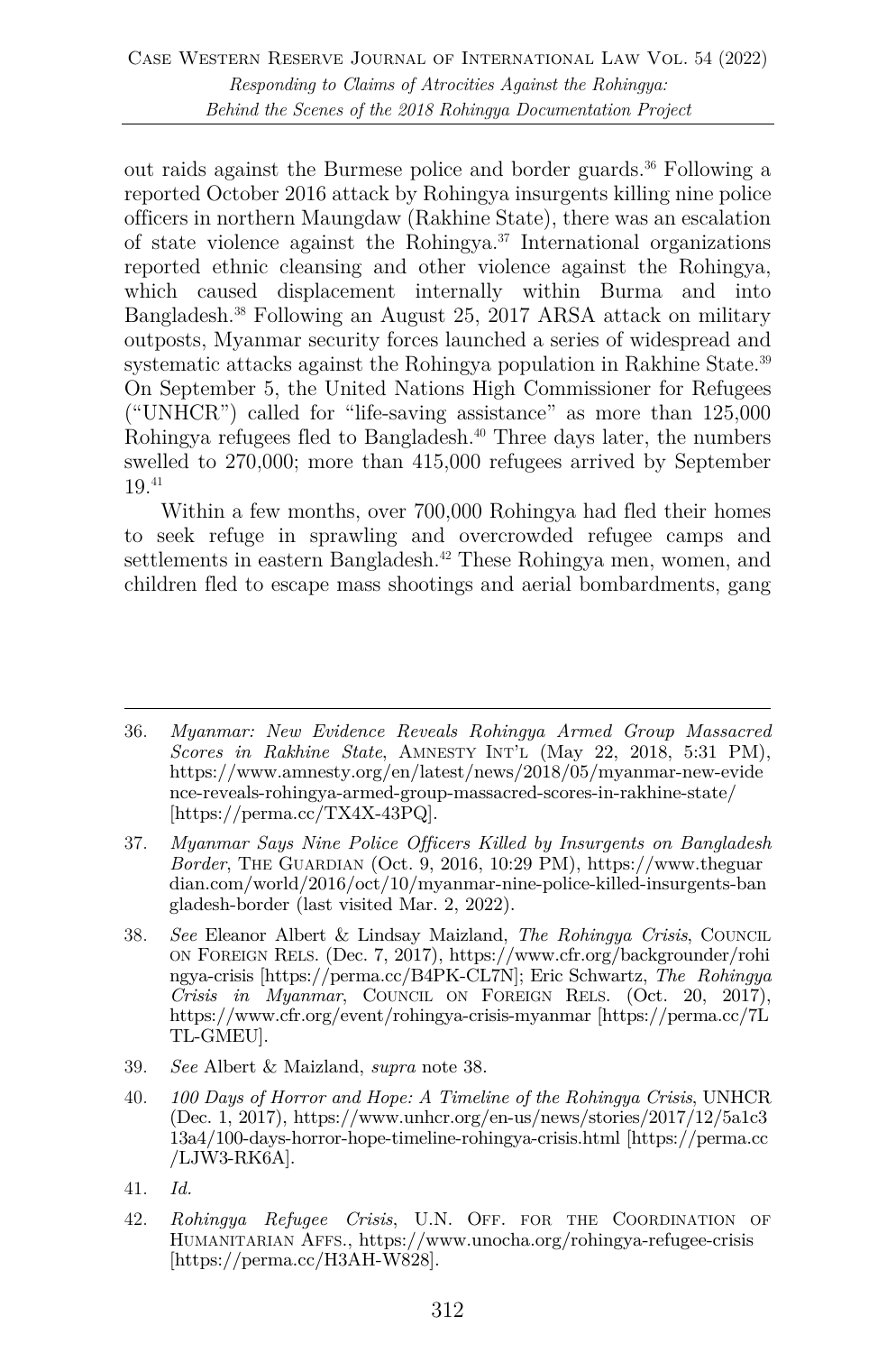out raids against the Burmese police and border guards.[36] Following a reported October 2016 attack by Rohingya insurgents killing nine police officers in northern Maungdaw (Rakhine State), there was an escalation of state violence against the Rohingya.[37] International organizations reported ethnic cleansing and other violence against the Rohingya, which caused displacement internally within Burma and into Bangladesh.[38] Following an August 25, 2017 ARSA attack on military outposts, Myanmar security forces launched a series of widespread and systematic attacks against the Rohingya population in Rakhine State.[39] On September 5, the United Nations High Commissioner for Refugees ("UNHCR") called for "life-saving assistance" as more than 125,000 Rohingya refugees fled to Bangladesh.[40] Three days later, the numbers swelled to 270,000; more than 415,000 refugees arrived by September 19.[41]

Within a few months, over 700,000 Rohingya had fled their homes to seek refuge in sprawling and overcrowded refugee camps and settlements in eastern Bangladesh.[42] These Rohingya men, women, and children fled to escape mass shootings and aerial bombardments, gang

---

36. *Myanmar: New Evidence Reveals Rohingya Armed Group Massacred Scores in Rakhine State*, AMNESTY INT'L (May 22, 2018, 5:31 PM), https://www.amnesty.org/en/latest/news/2018/05/myanmar-new-evidence-reveals-rohingya-armed-group-massacred-scores-in-rakhine-state/ [https://perma.cc/TX4X-43PQ].

37. *Myanmar Says Nine Police Officers Killed by Insurgents on Bangladesh Border*, THE GUARDIAN (Oct. 9, 2016, 10:29 PM), https://www.theguardian.com/world/2016/oct/10/myanmar-nine-police-killed-insurgents-bangladesh-border (last visited Mar. 2, 2022).

38. *See* Eleanor Albert & Lindsay Maizland, *The Rohingya Crisis*, COUNCIL ON FOREIGN RELS. (Dec. 7, 2017), https://www.cfr.org/backgrounder/rohingya-crisis [https://perma.cc/B4PK-CL7N]; Eric Schwartz, *The Rohingya Crisis in Myanmar*, COUNCIL ON FOREIGN RELS. (Oct. 20, 2017), https://www.cfr.org/event/rohingya-crisis-myanmar [https://perma.cc/7LTL-GMEU].

39. *See* Albert & Maizland, *supra* note 38.

40. *100 Days of Horror and Hope: A Timeline of the Rohingya Crisis*, UNHCR (Dec. 1, 2017), https://www.unhcr.org/en-us/news/stories/2017/12/5a1c313a4/100-days-horror-hope-timeline-rohingya-crisis.html [https://perma.cc/LJW3-RK6A].

41. *Id.*

42. *Rohingya Refugee Crisis*, U.N. OFF. FOR THE COORDINATION OF HUMANITARIAN AFFS., https://www.unocha.org/rohingya-refugee-crisis [https://perma.cc/H3AH-W828].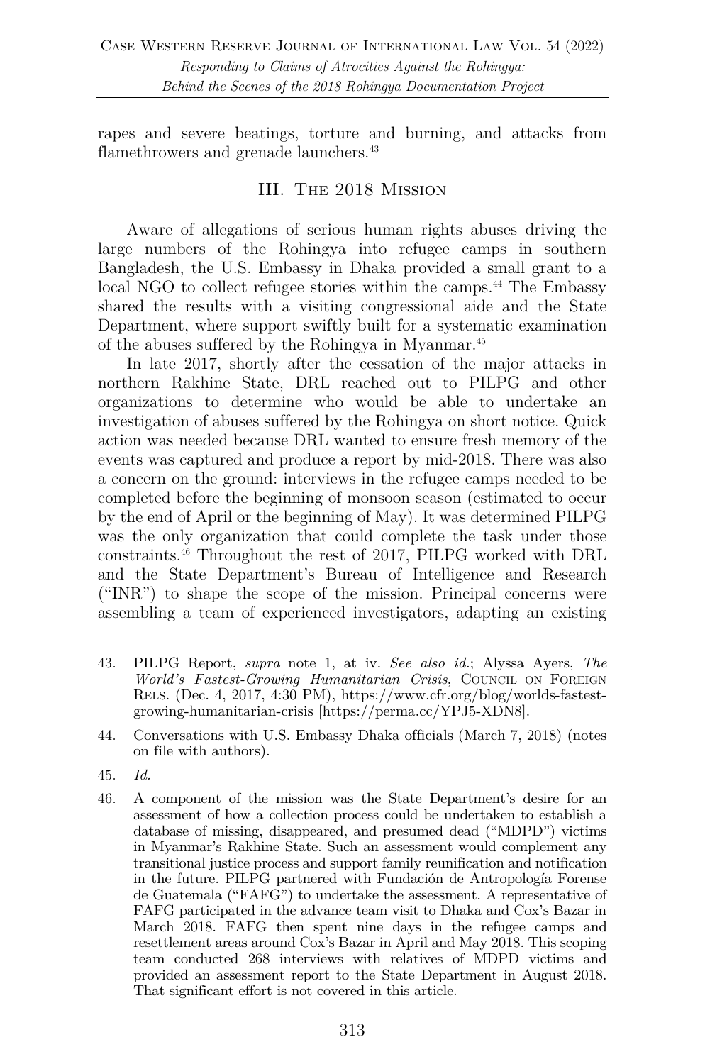rapes and severe beatings, torture and burning, and attacks from flamethrowers and grenade launchers.[43]

## III. The 2018 Mission

Aware of allegations of serious human rights abuses driving the large numbers of the Rohingya into refugee camps in southern Bangladesh, the U.S. Embassy in Dhaka provided a small grant to a local NGO to collect refugee stories within the camps.[44] The Embassy shared the results with a visiting congressional aide and the State Department, where support swiftly built for a systematic examination of the abuses suffered by the Rohingya in Myanmar.[45]

In late 2017, shortly after the cessation of the major attacks in northern Rakhine State, DRL reached out to PILPG and other organizations to determine who would be able to undertake an investigation of abuses suffered by the Rohingya on short notice. Quick action was needed because DRL wanted to ensure fresh memory of the events was captured and produce a report by mid-2018. There was also a concern on the ground: interviews in the refugee camps needed to be completed before the beginning of monsoon season (estimated to occur by the end of April or the beginning of May). It was determined PILPG was the only organization that could complete the task under those constraints.[46] Throughout the rest of 2017, PILPG worked with DRL and the State Department's Bureau of Intelligence and Research ("INR") to shape the scope of the mission. Principal concerns were assembling a team of experienced investigators, adapting an existing

---

43. PILPG Report, *supra* note 1, at iv. *See also id.*; Alyssa Ayers, *The World's Fastest-Growing Humanitarian Crisis*, Council on Foreign Rels. (Dec. 4, 2017, 4:30 PM), https://www.cfr.org/blog/worlds-fastest-growing-humanitarian-crisis [https://perma.cc/YPJ5-XDN8].

44. Conversations with U.S. Embassy Dhaka officials (March 7, 2018) (notes on file with authors).

45. *Id.*

46. A component of the mission was the State Department's desire for an assessment of how a collection process could be undertaken to establish a database of missing, disappeared, and presumed dead ("MDPD") victims in Myanmar's Rakhine State. Such an assessment would complement any transitional justice process and support family reunification and notification in the future. PILPG partnered with Fundación de Antropología Forense de Guatemala ("FAFG") to undertake the assessment. A representative of FAFG participated in the advance team visit to Dhaka and Cox's Bazar in March 2018. FAFG then spent nine days in the refugee camps and resettlement areas around Cox's Bazar in April and May 2018. This scoping team conducted 268 interviews with relatives of MDPD victims and provided an assessment report to the State Department in August 2018. That significant effort is not covered in this article.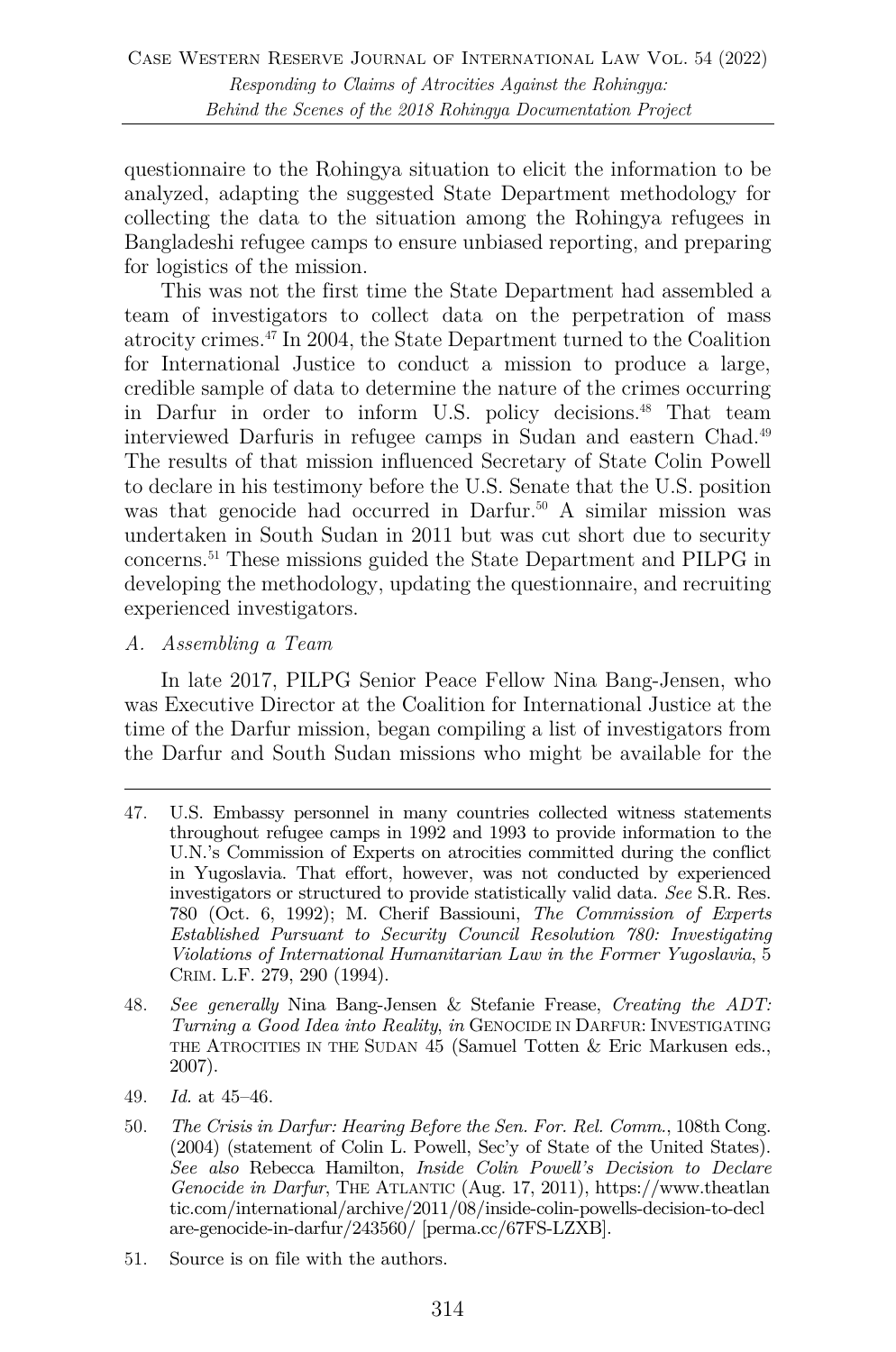questionnaire to the Rohingya situation to elicit the information to be analyzed, adapting the suggested State Department methodology for collecting the data to the situation among the Rohingya refugees in Bangladeshi refugee camps to ensure unbiased reporting, and preparing for logistics of the mission.

This was not the first time the State Department had assembled a team of investigators to collect data on the perpetration of mass atrocity crimes.[47] In 2004, the State Department turned to the Coalition for International Justice to conduct a mission to produce a large, credible sample of data to determine the nature of the crimes occurring in Darfur in order to inform U.S. policy decisions.[48] That team interviewed Darfuris in refugee camps in Sudan and eastern Chad.[49] The results of that mission influenced Secretary of State Colin Powell to declare in his testimony before the U.S. Senate that the U.S. position was that genocide had occurred in Darfur.[50] A similar mission was undertaken in South Sudan in 2011 but was cut short due to security concerns.[51] These missions guided the State Department and PILPG in developing the methodology, updating the questionnaire, and recruiting experienced investigators.

### *A. Assembling a Team*

In late 2017, PILPG Senior Peace Fellow Nina Bang-Jensen, who was Executive Director at the Coalition for International Justice at the time of the Darfur mission, began compiling a list of investigators from the Darfur and South Sudan missions who might be available for the

---

47. U.S. Embassy personnel in many countries collected witness statements throughout refugee camps in 1992 and 1993 to provide information to the U.N.'s Commission of Experts on atrocities committed during the conflict in Yugoslavia. That effort, however, was not conducted by experienced investigators or structured to provide statistically valid data. *See* S.R. Res. 780 (Oct. 6, 1992); M. Cherif Bassiouni, *The Commission of Experts Established Pursuant to Security Council Resolution 780: Investigating Violations of International Humanitarian Law in the Former Yugoslavia*, 5 CRIM. L.F. 279, 290 (1994).

48. *See generally* Nina Bang-Jensen & Stefanie Frease, *Creating the ADT: Turning a Good Idea into Reality*, *in* GENOCIDE IN DARFUR: INVESTIGATING THE ATROCITIES IN THE SUDAN 45 (Samuel Totten & Eric Markusen eds., 2007).

49. *Id.* at 45–46.

50. *The Crisis in Darfur: Hearing Before the Sen. For. Rel. Comm.*, 108th Cong. (2004) (statement of Colin L. Powell, Sec'y of State of the United States). *See also* Rebecca Hamilton, *Inside Colin Powell's Decision to Declare Genocide in Darfur*, THE ATLANTIC (Aug. 17, 2011), https://www.theatlantic.com/international/archive/2011/08/inside-colin-powells-decision-to-declare-genocide-in-darfur/243560/ [perma.cc/67FS-LZXB].

51. Source is on file with the authors.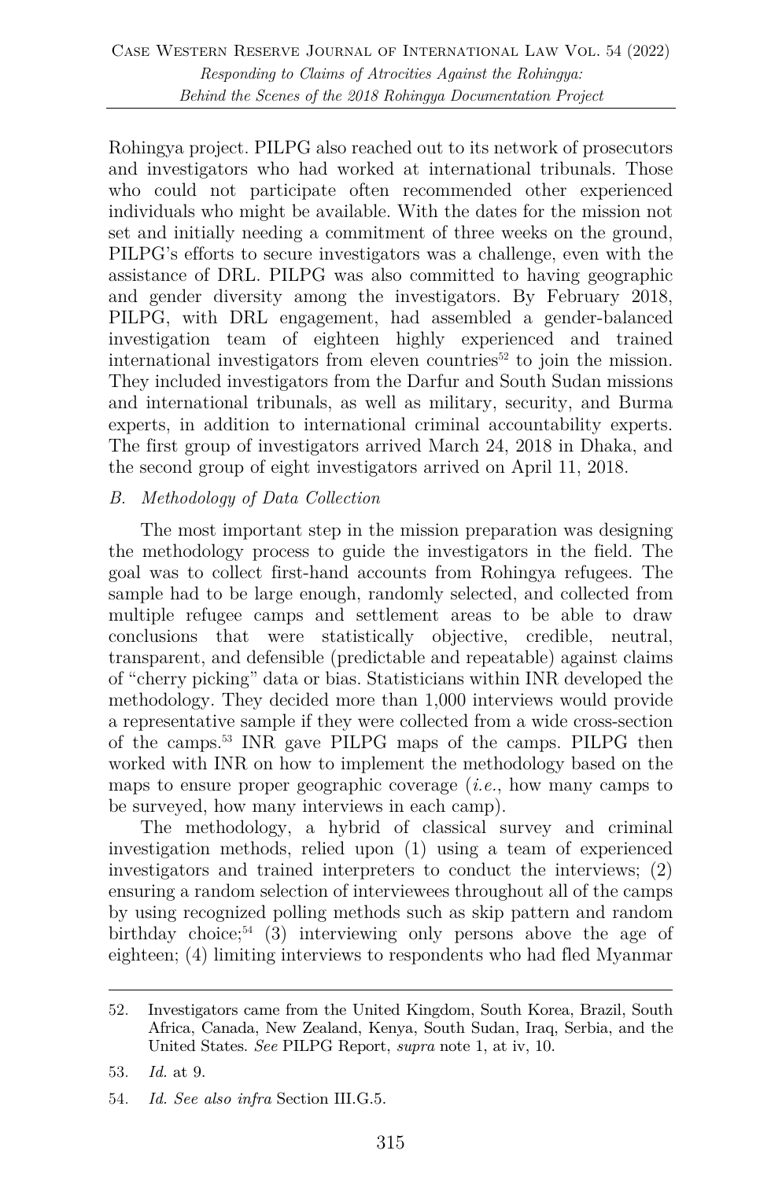Rohingya project. PILPG also reached out to its network of prosecutors and investigators who had worked at international tribunals. Those who could not participate often recommended other experienced individuals who might be available. With the dates for the mission not set and initially needing a commitment of three weeks on the ground, PILPG's efforts to secure investigators was a challenge, even with the assistance of DRL. PILPG was also committed to having geographic and gender diversity among the investigators. By February 2018, PILPG, with DRL engagement, had assembled a gender-balanced investigation team of eighteen highly experienced and trained international investigators from eleven countries[52] to join the mission. They included investigators from the Darfur and South Sudan missions and international tribunals, as well as military, security, and Burma experts, in addition to international criminal accountability experts. The first group of investigators arrived March 24, 2018 in Dhaka, and the second group of eight investigators arrived on April 11, 2018.

### *B. Methodology of Data Collection*

The most important step in the mission preparation was designing the methodology process to guide the investigators in the field. The goal was to collect first-hand accounts from Rohingya refugees. The sample had to be large enough, randomly selected, and collected from multiple refugee camps and settlement areas to be able to draw conclusions that were statistically objective, credible, neutral, transparent, and defensible (predictable and repeatable) against claims of "cherry picking" data or bias. Statisticians within INR developed the methodology. They decided more than 1,000 interviews would provide a representative sample if they were collected from a wide cross-section of the camps.[53] INR gave PILPG maps of the camps. PILPG then worked with INR on how to implement the methodology based on the maps to ensure proper geographic coverage (*i.e.*, how many camps to be surveyed, how many interviews in each camp).

The methodology, a hybrid of classical survey and criminal investigation methods, relied upon (1) using a team of experienced investigators and trained interpreters to conduct the interviews; (2) ensuring a random selection of interviewees throughout all of the camps by using recognized polling methods such as skip pattern and random birthday choice;[54] (3) interviewing only persons above the age of eighteen; (4) limiting interviews to respondents who had fled Myanmar

---

52. Investigators came from the United Kingdom, South Korea, Brazil, South Africa, Canada, New Zealand, Kenya, South Sudan, Iraq, Serbia, and the United States. *See* PILPG Report, *supra* note 1, at iv, 10.

53. *Id.* at 9.

54. *Id. See also infra* Section III.G.5.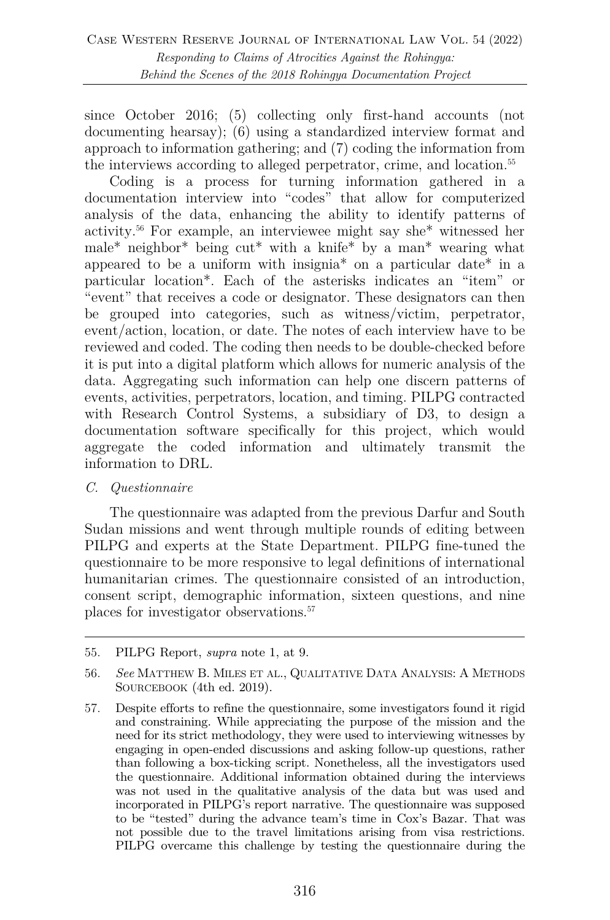since October 2016; (5) collecting only first-hand accounts (not documenting hearsay); (6) using a standardized interview format and approach to information gathering; and (7) coding the information from the interviews according to alleged perpetrator, crime, and location.[55]

Coding is a process for turning information gathered in a documentation interview into "codes" that allow for computerized analysis of the data, enhancing the ability to identify patterns of activity.[56] For example, an interviewee might say she* witnessed her male* neighbor* being cut* with a knife* by a man* wearing what appeared to be a uniform with insignia* on a particular date* in a particular location*. Each of the asterisks indicates an "item" or "event" that receives a code or designator. These designators can then be grouped into categories, such as witness/victim, perpetrator, event/action, location, or date. The notes of each interview have to be reviewed and coded. The coding then needs to be double-checked before it is put into a digital platform which allows for numeric analysis of the data. Aggregating such information can help one discern patterns of events, activities, perpetrators, location, and timing. PILPG contracted with Research Control Systems, a subsidiary of D3, to design a documentation software specifically for this project, which would aggregate the coded information and ultimately transmit the information to DRL.

### *C. Questionnaire*

The questionnaire was adapted from the previous Darfur and South Sudan missions and went through multiple rounds of editing between PILPG and experts at the State Department. PILPG fine-tuned the questionnaire to be more responsive to legal definitions of international humanitarian crimes. The questionnaire consisted of an introduction, consent script, demographic information, sixteen questions, and nine places for investigator observations.[57]

---

55. PILPG Report, *supra* note 1, at 9.

56. *See* MATTHEW B. MILES ET AL., QUALITATIVE DATA ANALYSIS: A METHODS SOURCEBOOK (4th ed. 2019).

57. Despite efforts to refine the questionnaire, some investigators found it rigid and constraining. While appreciating the purpose of the mission and the need for its strict methodology, they were used to interviewing witnesses by engaging in open-ended discussions and asking follow-up questions, rather than following a box-ticking script. Nonetheless, all the investigators used the questionnaire. Additional information obtained during the interviews was not used in the qualitative analysis of the data but was used and incorporated in PILPG's report narrative. The questionnaire was supposed to be "tested" during the advance team's time in Cox's Bazar. That was not possible due to the travel limitations arising from visa restrictions. PILPG overcame this challenge by testing the questionnaire during the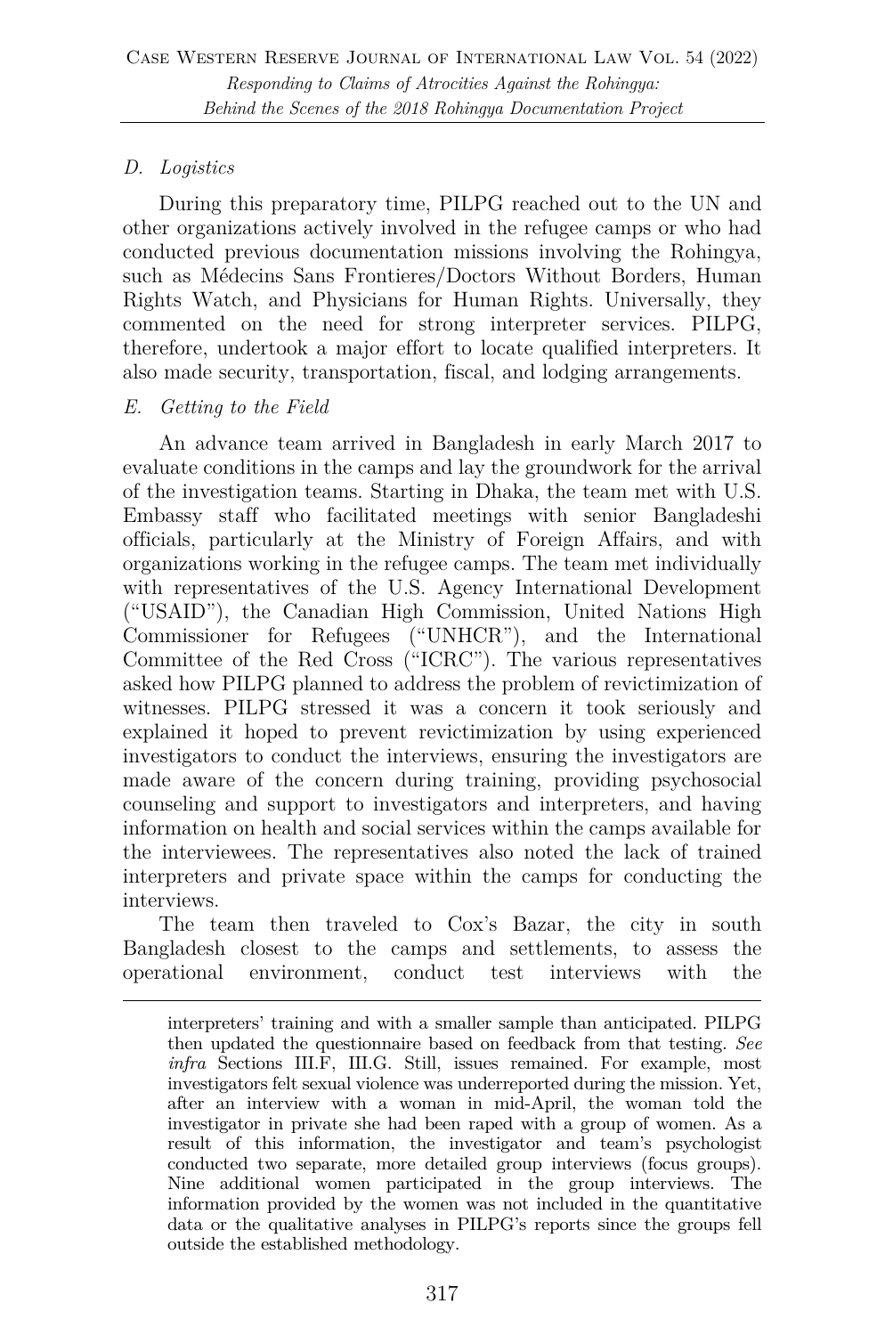*D. Logistics*

During this preparatory time, PILPG reached out to the UN and other organizations actively involved in the refugee camps or who had conducted previous documentation missions involving the Rohingya, such as Médecins Sans Frontieres/Doctors Without Borders, Human Rights Watch, and Physicians for Human Rights. Universally, they commented on the need for strong interpreter services. PILPG, therefore, undertook a major effort to locate qualified interpreters. It also made security, transportation, fiscal, and lodging arrangements.

*E. Getting to the Field*

An advance team arrived in Bangladesh in early March 2017 to evaluate conditions in the camps and lay the groundwork for the arrival of the investigation teams. Starting in Dhaka, the team met with U.S. Embassy staff who facilitated meetings with senior Bangladeshi officials, particularly at the Ministry of Foreign Affairs, and with organizations working in the refugee camps. The team met individually with representatives of the U.S. Agency International Development ("USAID"), the Canadian High Commission, United Nations High Commissioner for Refugees ("UNHCR"), and the International Committee of the Red Cross ("ICRC"). The various representatives asked how PILPG planned to address the problem of revictimization of witnesses. PILPG stressed it was a concern it took seriously and explained it hoped to prevent revictimization by using experienced investigators to conduct the interviews, ensuring the investigators are made aware of the concern during training, providing psychosocial counseling and support to investigators and interpreters, and having information on health and social services within the camps available for the interviewees. The representatives also noted the lack of trained interpreters and private space within the camps for conducting the interviews.

The team then traveled to Cox's Bazar, the city in south Bangladesh closest to the camps and settlements, to assess the operational environment, conduct test interviews with the

---

interpreters' training and with a smaller sample than anticipated. PILPG then updated the questionnaire based on feedback from that testing. *See infra* Sections III.F, III.G. Still, issues remained. For example, most investigators felt sexual violence was underreported during the mission. Yet, after an interview with a woman in mid-April, the woman told the investigator in private she had been raped with a group of women. As a result of this information, the investigator and team's psychologist conducted two separate, more detailed group interviews (focus groups). Nine additional women participated in the group interviews. The information provided by the women was not included in the quantitative data or the qualitative analyses in PILPG's reports since the groups fell outside the established methodology.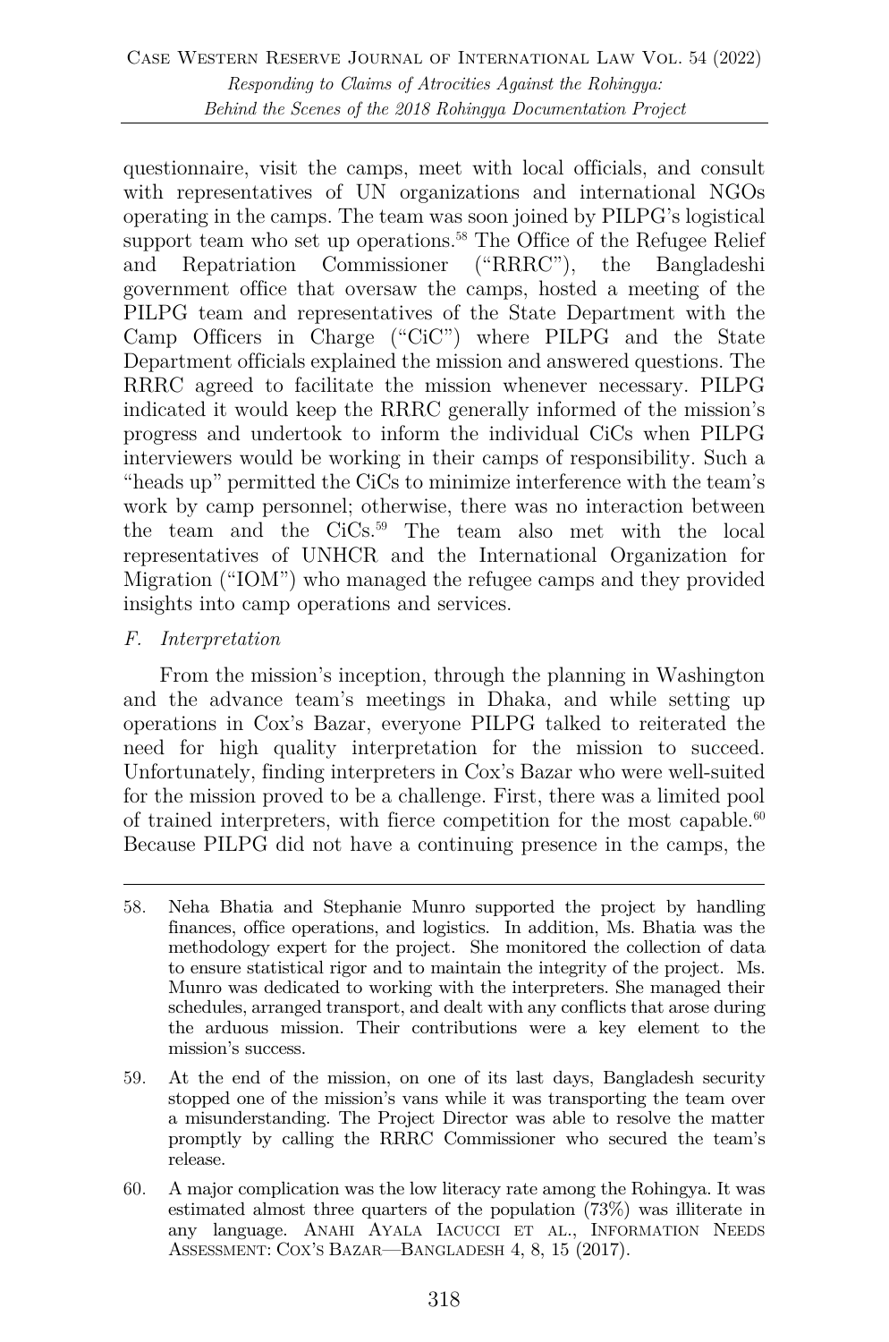questionnaire, visit the camps, meet with local officials, and consult with representatives of UN organizations and international NGOs operating in the camps. The team was soon joined by PILPG's logistical support team who set up operations.[58] The Office of the Refugee Relief and Repatriation Commissioner ("RRRC"), the Bangladeshi government office that oversaw the camps, hosted a meeting of the PILPG team and representatives of the State Department with the Camp Officers in Charge ("CiC") where PILPG and the State Department officials explained the mission and answered questions. The RRRC agreed to facilitate the mission whenever necessary. PILPG indicated it would keep the RRRC generally informed of the mission's progress and undertook to inform the individual CiCs when PILPG interviewers would be working in their camps of responsibility. Such a "heads up" permitted the CiCs to minimize interference with the team's work by camp personnel; otherwise, there was no interaction between the team and the CiCs.[59] The team also met with the local representatives of UNHCR and the International Organization for Migration ("IOM") who managed the refugee camps and they provided insights into camp operations and services.

### *F. Interpretation*

From the mission's inception, through the planning in Washington and the advance team's meetings in Dhaka, and while setting up operations in Cox's Bazar, everyone PILPG talked to reiterated the need for high quality interpretation for the mission to succeed. Unfortunately, finding interpreters in Cox's Bazar who were well-suited for the mission proved to be a challenge. First, there was a limited pool of trained interpreters, with fierce competition for the most capable.[60] Because PILPG did not have a continuing presence in the camps, the

---

58. Neha Bhatia and Stephanie Munro supported the project by handling finances, office operations, and logistics. In addition, Ms. Bhatia was the methodology expert for the project. She monitored the collection of data to ensure statistical rigor and to maintain the integrity of the project. Ms. Munro was dedicated to working with the interpreters. She managed their schedules, arranged transport, and dealt with any conflicts that arose during the arduous mission. Their contributions were a key element to the mission's success.

59. At the end of the mission, on one of its last days, Bangladesh security stopped one of the mission's vans while it was transporting the team over a misunderstanding. The Project Director was able to resolve the matter promptly by calling the RRRC Commissioner who secured the team's release.

60. A major complication was the low literacy rate among the Rohingya. It was estimated almost three quarters of the population (73%) was illiterate in any language. ANAHI AYALA IACUCCI ET AL., INFORMATION NEEDS ASSESSMENT: COX'S BAZAR—BANGLADESH 4, 8, 15 (2017).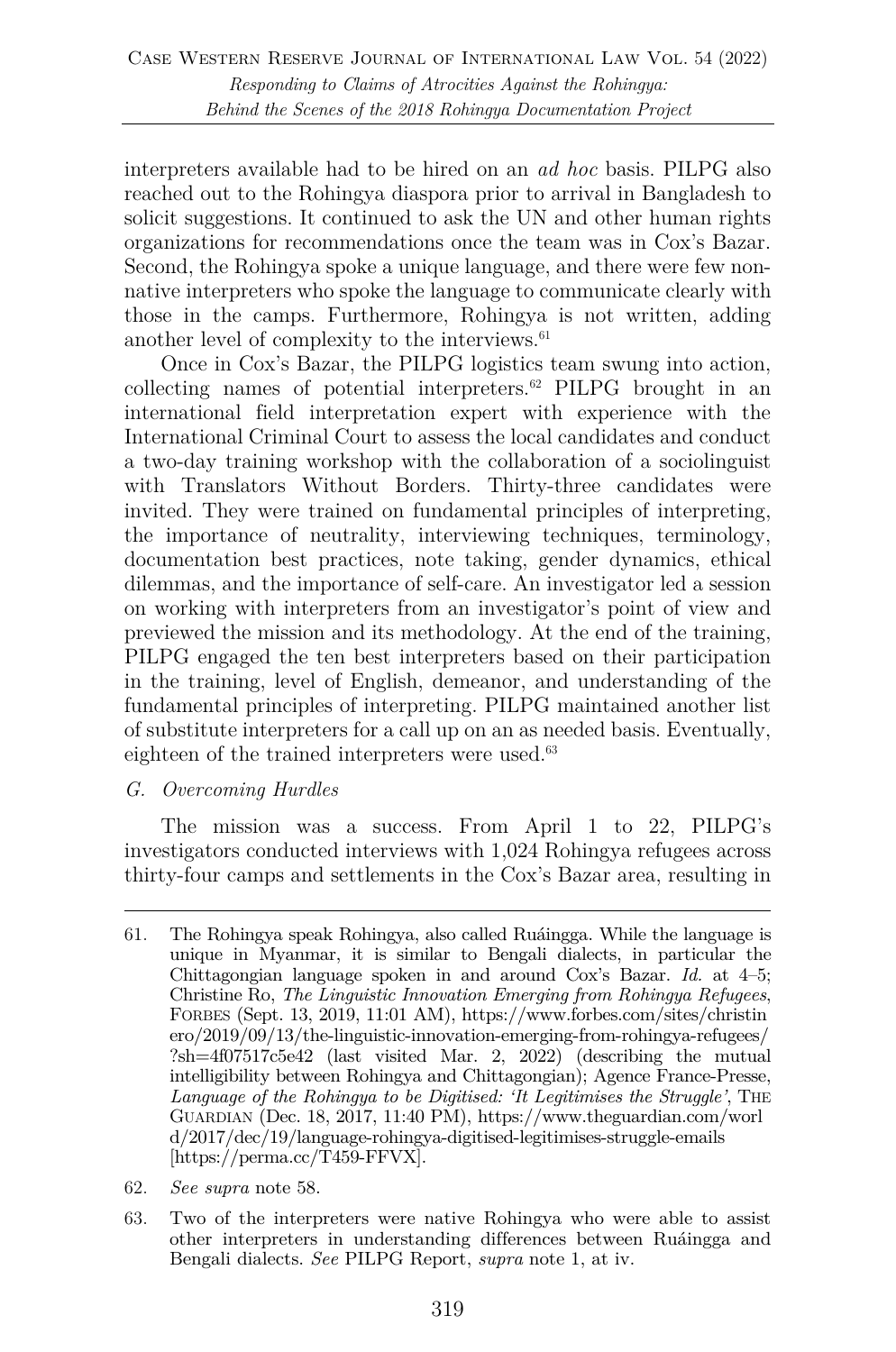interpreters available had to be hired on an *ad hoc* basis. PILPG also reached out to the Rohingya diaspora prior to arrival in Bangladesh to solicit suggestions. It continued to ask the UN and other human rights organizations for recommendations once the team was in Cox's Bazar. Second, the Rohingya spoke a unique language, and there were few non-native interpreters who spoke the language to communicate clearly with those in the camps. Furthermore, Rohingya is not written, adding another level of complexity to the interviews.[61]

Once in Cox's Bazar, the PILPG logistics team swung into action, collecting names of potential interpreters.[62] PILPG brought in an international field interpretation expert with experience with the International Criminal Court to assess the local candidates and conduct a two-day training workshop with the collaboration of a sociolinguist with Translators Without Borders. Thirty-three candidates were invited. They were trained on fundamental principles of interpreting, the importance of neutrality, interviewing techniques, terminology, documentation best practices, note taking, gender dynamics, ethical dilemmas, and the importance of self-care. An investigator led a session on working with interpreters from an investigator's point of view and previewed the mission and its methodology. At the end of the training, PILPG engaged the ten best interpreters based on their participation in the training, level of English, demeanor, and understanding of the fundamental principles of interpreting. PILPG maintained another list of substitute interpreters for a call up on an as needed basis. Eventually, eighteen of the trained interpreters were used.[63]

### *G. Overcoming Hurdles*

The mission was a success. From April 1 to 22, PILPG's investigators conducted interviews with 1,024 Rohingya refugees across thirty-four camps and settlements in the Cox's Bazar area, resulting in

---

61. The Rohingya speak Rohingya, also called Ruáingga. While the language is unique in Myanmar, it is similar to Bengali dialects, in particular the Chittagongian language spoken in and around Cox's Bazar. *Id.* at 4–5; Christine Ro, *The Linguistic Innovation Emerging from Rohingya Refugees*, FORBES (Sept. 13, 2019, 11:01 AM), https://www.forbes.com/sites/christinero/2019/09/13/the-linguistic-innovation-emerging-from-rohingya-refugees/?sh=4f07517c5e42 (last visited Mar. 2, 2022) (describing the mutual intelligibility between Rohingya and Chittagongian); Agence France-Presse, *Language of the Rohingya to be Digitised: 'It Legitimises the Struggle'*, THE GUARDIAN (Dec. 18, 2017, 11:40 PM), https://www.theguardian.com/world/2017/dec/19/language-rohingya-digitised-legitimises-struggle-emails [https://perma.cc/T459-FFVX].

62. *See supra* note 58.

63. Two of the interpreters were native Rohingya who were able to assist other interpreters in understanding differences between Ruáingga and Bengali dialects. *See* PILPG Report, *supra* note 1, at iv.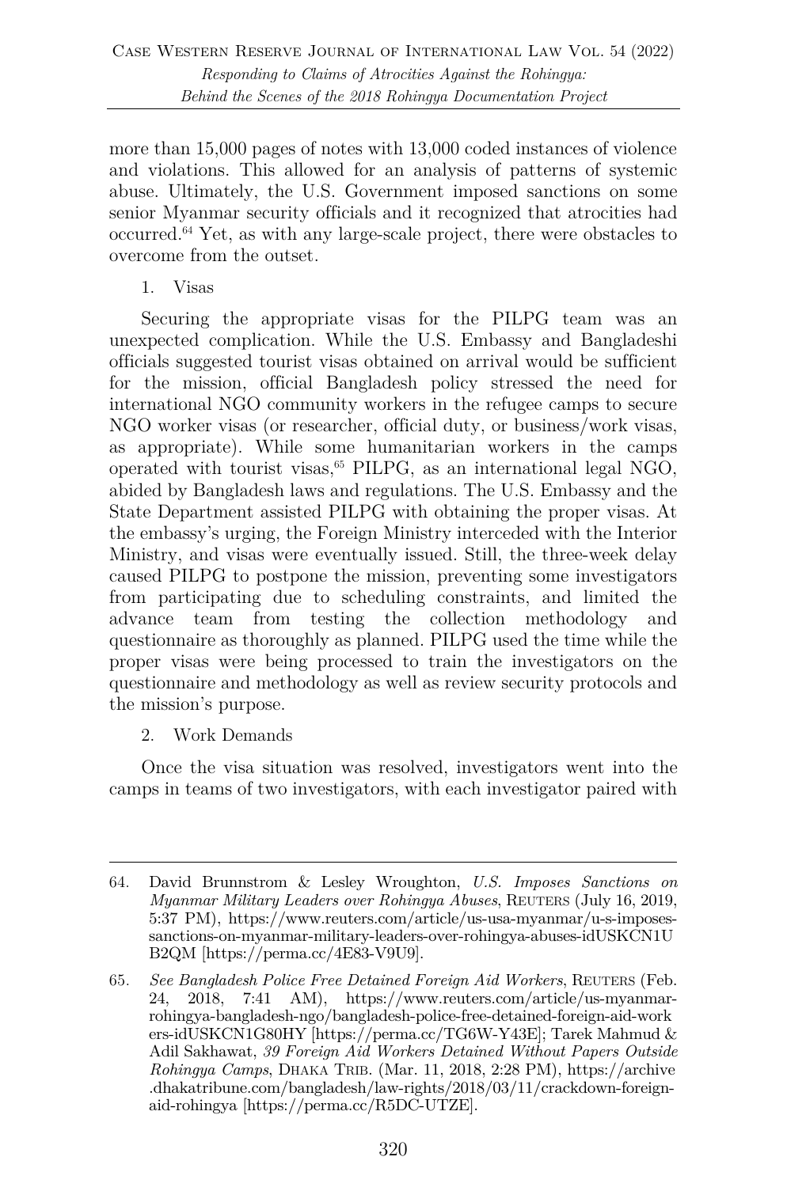more than 15,000 pages of notes with 13,000 coded instances of violence and violations. This allowed for an analysis of patterns of systemic abuse. Ultimately, the U.S. Government imposed sanctions on some senior Myanmar security officials and it recognized that atrocities had occurred.[64] Yet, as with any large-scale project, there were obstacles to overcome from the outset.

1. Visas

Securing the appropriate visas for the PILPG team was an unexpected complication. While the U.S. Embassy and Bangladeshi officials suggested tourist visas obtained on arrival would be sufficient for the mission, official Bangladesh policy stressed the need for international NGO community workers in the refugee camps to secure NGO worker visas (or researcher, official duty, or business/work visas, as appropriate). While some humanitarian workers in the camps operated with tourist visas,[65] PILPG, as an international legal NGO, abided by Bangladesh laws and regulations. The U.S. Embassy and the State Department assisted PILPG with obtaining the proper visas. At the embassy's urging, the Foreign Ministry interceded with the Interior Ministry, and visas were eventually issued. Still, the three-week delay caused PILPG to postpone the mission, preventing some investigators from participating due to scheduling constraints, and limited the advance team from testing the collection methodology and questionnaire as thoroughly as planned. PILPG used the time while the proper visas were being processed to train the investigators on the questionnaire and methodology as well as review security protocols and the mission's purpose.

2. Work Demands

Once the visa situation was resolved, investigators went into the camps in teams of two investigators, with each investigator paired with

---

64. David Brunnstrom & Lesley Wroughton, *U.S. Imposes Sanctions on Myanmar Military Leaders over Rohingya Abuses*, REUTERS (July 16, 2019, 5:37 PM), https://www.reuters.com/article/us-usa-myanmar/u-s-imposes-sanctions-on-myanmar-military-leaders-over-rohingya-abuses-idUSKCN1UB2QM [https://perma.cc/4E83-V9U9].

65. *See Bangladesh Police Free Detained Foreign Aid Workers*, REUTERS (Feb. 24, 2018, 7:41 AM), https://www.reuters.com/article/us-myanmar-rohingya-bangladesh-ngo/bangladesh-police-free-detained-foreign-aid-workers-idUSKCN1G80HY [https://perma.cc/TG6W-Y43E]; Tarek Mahmud & Adil Sakhawat, *39 Foreign Aid Workers Detained Without Papers Outside Rohingya Camps*, DHAKA TRIB. (Mar. 11, 2018, 2:28 PM), https://archive.dhakatribune.com/bangladesh/law-rights/2018/03/11/crackdown-foreign-aid-rohingya [https://perma.cc/R5DC-UTZE].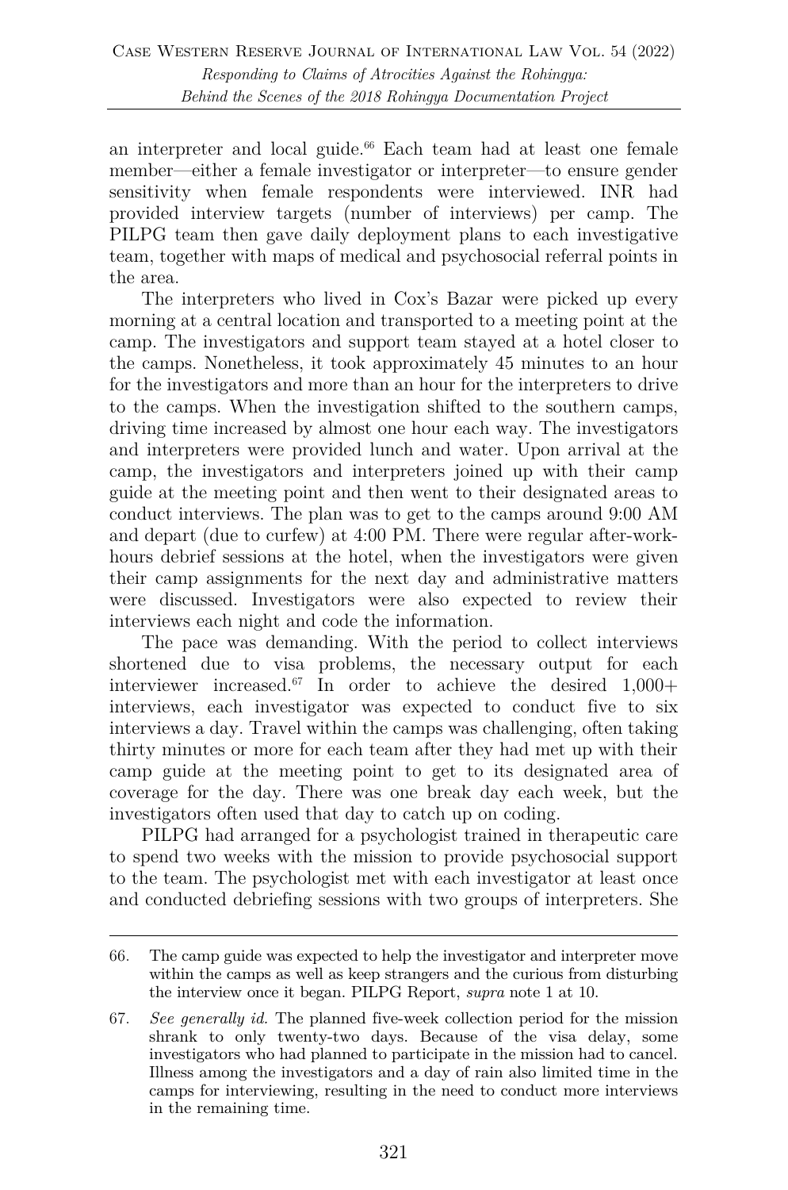an interpreter and local guide.[66] Each team had at least one female member—either a female investigator or interpreter—to ensure gender sensitivity when female respondents were interviewed. INR had provided interview targets (number of interviews) per camp. The PILPG team then gave daily deployment plans to each investigative team, together with maps of medical and psychosocial referral points in the area.

The interpreters who lived in Cox's Bazar were picked up every morning at a central location and transported to a meeting point at the camp. The investigators and support team stayed at a hotel closer to the camps. Nonetheless, it took approximately 45 minutes to an hour for the investigators and more than an hour for the interpreters to drive to the camps. When the investigation shifted to the southern camps, driving time increased by almost one hour each way. The investigators and interpreters were provided lunch and water. Upon arrival at the camp, the investigators and interpreters joined up with their camp guide at the meeting point and then went to their designated areas to conduct interviews. The plan was to get to the camps around 9:00 AM and depart (due to curfew) at 4:00 PM. There were regular after-work-hours debrief sessions at the hotel, when the investigators were given their camp assignments for the next day and administrative matters were discussed. Investigators were also expected to review their interviews each night and code the information.

The pace was demanding. With the period to collect interviews shortened due to visa problems, the necessary output for each interviewer increased.[67] In order to achieve the desired 1,000+ interviews, each investigator was expected to conduct five to six interviews a day. Travel within the camps was challenging, often taking thirty minutes or more for each team after they had met up with their camp guide at the meeting point to get to its designated area of coverage for the day. There was one break day each week, but the investigators often used that day to catch up on coding.

PILPG had arranged for a psychologist trained in therapeutic care to spend two weeks with the mission to provide psychosocial support to the team. The psychologist met with each investigator at least once and conducted debriefing sessions with two groups of interpreters. She

---

66. The camp guide was expected to help the investigator and interpreter move within the camps as well as keep strangers and the curious from disturbing the interview once it began. PILPG Report, *supra* note 1 at 10.

67. *See generally id.* The planned five-week collection period for the mission shrank to only twenty-two days. Because of the visa delay, some investigators who had planned to participate in the mission had to cancel. Illness among the investigators and a day of rain also limited time in the camps for interviewing, resulting in the need to conduct more interviews in the remaining time.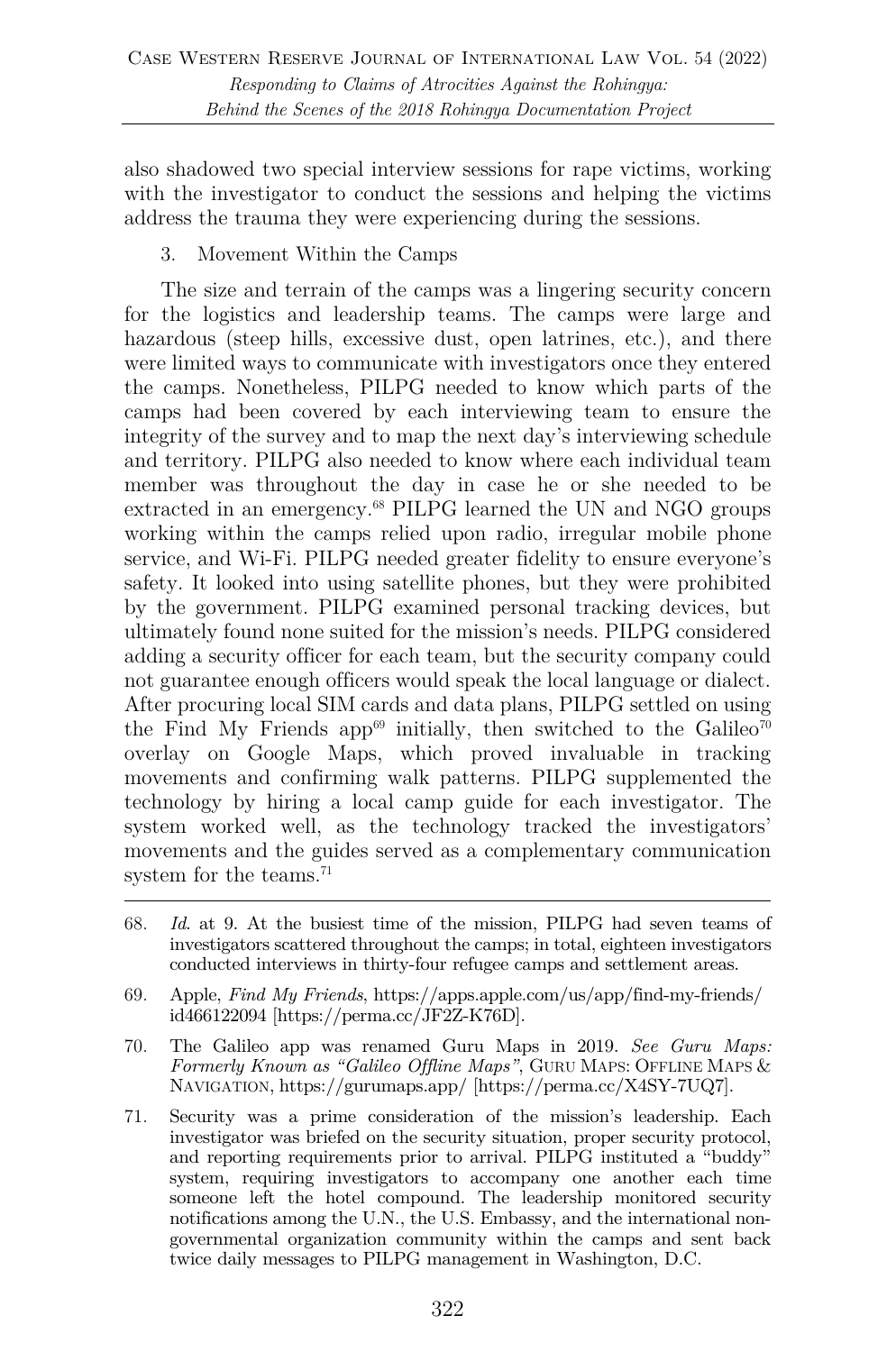also shadowed two special interview sessions for rape victims, working with the investigator to conduct the sessions and helping the victims address the trauma they were experiencing during the sessions.

3. Movement Within the Camps

The size and terrain of the camps was a lingering security concern for the logistics and leadership teams. The camps were large and hazardous (steep hills, excessive dust, open latrines, etc.), and there were limited ways to communicate with investigators once they entered the camps. Nonetheless, PILPG needed to know which parts of the camps had been covered by each interviewing team to ensure the integrity of the survey and to map the next day's interviewing schedule and territory. PILPG also needed to know where each individual team member was throughout the day in case he or she needed to be extracted in an emergency.[68] PILPG learned the UN and NGO groups working within the camps relied upon radio, irregular mobile phone service, and Wi-Fi. PILPG needed greater fidelity to ensure everyone's safety. It looked into using satellite phones, but they were prohibited by the government. PILPG examined personal tracking devices, but ultimately found none suited for the mission's needs. PILPG considered adding a security officer for each team, but the security company could not guarantee enough officers would speak the local language or dialect. After procuring local SIM cards and data plans, PILPG settled on using the Find My Friends app[69] initially, then switched to the Galileo[70] overlay on Google Maps, which proved invaluable in tracking movements and confirming walk patterns. PILPG supplemented the technology by hiring a local camp guide for each investigator. The system worked well, as the technology tracked the investigators' movements and the guides served as a complementary communication system for the teams.[71]

---

68. *Id.* at 9. At the busiest time of the mission, PILPG had seven teams of investigators scattered throughout the camps; in total, eighteen investigators conducted interviews in thirty-four refugee camps and settlement areas.

69. Apple, *Find My Friends*, https://apps.apple.com/us/app/find-my-friends/id466122094 [https://perma.cc/JF2Z-K76D].

70. The Galileo app was renamed Guru Maps in 2019. *See Guru Maps: Formerly Known as "Galileo Offline Maps"*, GURU MAPS: OFFLINE MAPS & NAVIGATION, https://gurumaps.app/ [https://perma.cc/X4SY-7UQ7].

71. Security was a prime consideration of the mission's leadership. Each investigator was briefed on the security situation, proper security protocol, and reporting requirements prior to arrival. PILPG instituted a "buddy" system, requiring investigators to accompany one another each time someone left the hotel compound. The leadership monitored security notifications among the U.N., the U.S. Embassy, and the international non-governmental organization community within the camps and sent back twice daily messages to PILPG management in Washington, D.C.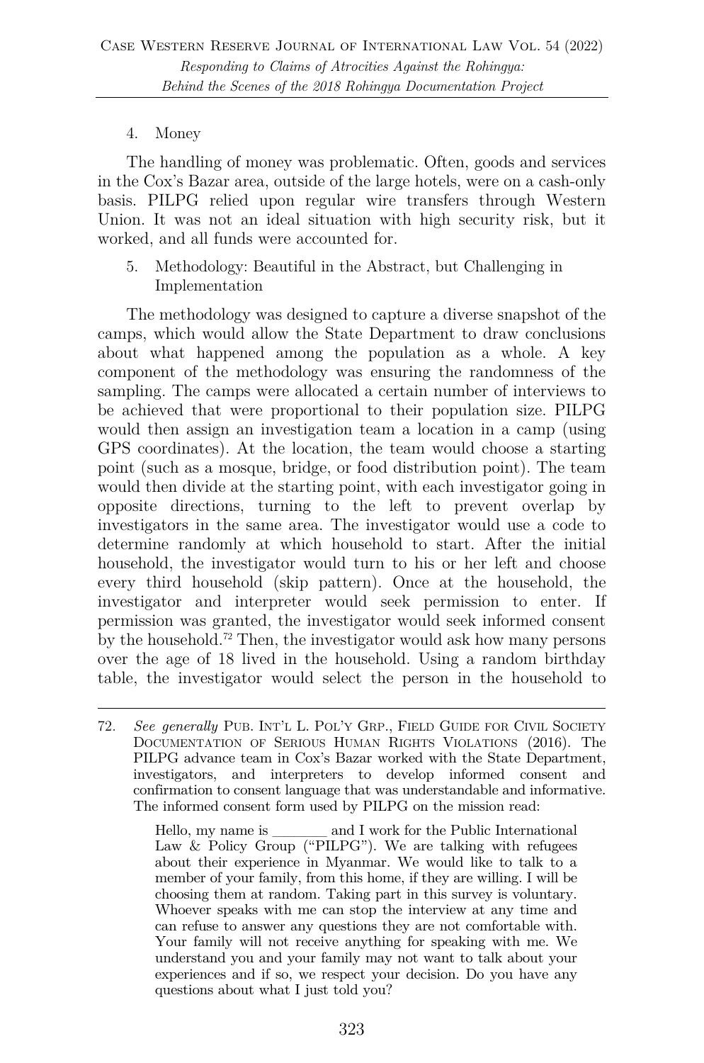4. Money

The handling of money was problematic. Often, goods and services in the Cox's Bazar area, outside of the large hotels, were on a cash-only basis. PILPG relied upon regular wire transfers through Western Union. It was not an ideal situation with high security risk, but it worked, and all funds were accounted for.

5. Methodology: Beautiful in the Abstract, but Challenging in Implementation

The methodology was designed to capture a diverse snapshot of the camps, which would allow the State Department to draw conclusions about what happened among the population as a whole. A key component of the methodology was ensuring the randomness of the sampling. The camps were allocated a certain number of interviews to be achieved that were proportional to their population size. PILPG would then assign an investigation team a location in a camp (using GPS coordinates). At the location, the team would choose a starting point (such as a mosque, bridge, or food distribution point). The team would then divide at the starting point, with each investigator going in opposite directions, turning to the left to prevent overlap by investigators in the same area. The investigator would use a code to determine randomly at which household to start. After the initial household, the investigator would turn to his or her left and choose every third household (skip pattern). Once at the household, the investigator and interpreter would seek permission to enter. If permission was granted, the investigator would seek informed consent by the household.[72] Then, the investigator would ask how many persons over the age of 18 lived in the household. Using a random birthday table, the investigator would select the person in the household to

---

72. *See generally* PUB. INT'L L. POL'Y GRP., FIELD GUIDE FOR CIVIL SOCIETY DOCUMENTATION OF SERIOUS HUMAN RIGHTS VIOLATIONS (2016). The PILPG advance team in Cox's Bazar worked with the State Department, investigators, and interpreters to develop informed consent and confirmation to consent language that was understandable and informative. The informed consent form used by PILPG on the mission read:

> Hello, my name is _______ and I work for the Public International Law & Policy Group ("PILPG"). We are talking with refugees about their experience in Myanmar. We would like to talk to a member of your family, from this home, if they are willing. I will be choosing them at random. Taking part in this survey is voluntary. Whoever speaks with me can stop the interview at any time and can refuse to answer any questions they are not comfortable with. Your family will not receive anything for speaking with me. We understand you and your family may not want to talk about your experiences and if so, we respect your decision. Do you have any questions about what I just told you?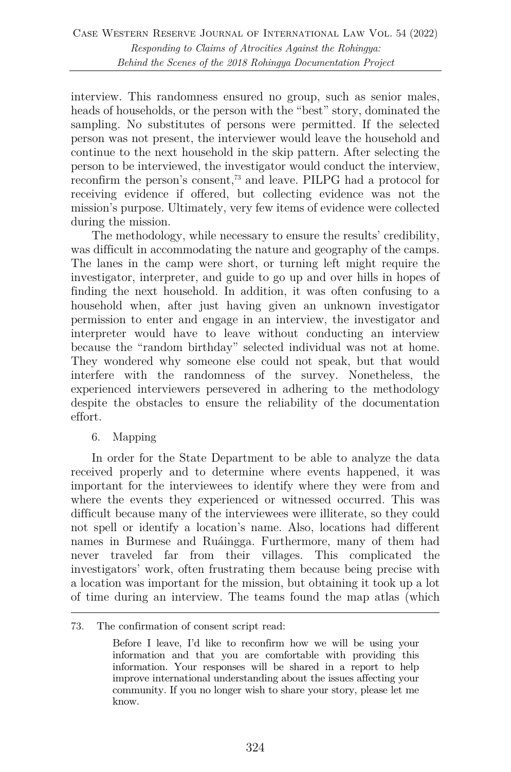interview. This randomness ensured no group, such as senior males, heads of households, or the person with the "best" story, dominated the sampling. No substitutes of persons were permitted. If the selected person was not present, the interviewer would leave the household and continue to the next household in the skip pattern. After selecting the person to be interviewed, the investigator would conduct the interview, reconfirm the person's consent,[73] and leave. PILPG had a protocol for receiving evidence if offered, but collecting evidence was not the mission's purpose. Ultimately, very few items of evidence were collected during the mission.

The methodology, while necessary to ensure the results' credibility, was difficult in accommodating the nature and geography of the camps. The lanes in the camp were short, or turning left might require the investigator, interpreter, and guide to go up and over hills in hopes of finding the next household. In addition, it was often confusing to a household when, after just having given an unknown investigator permission to enter and engage in an interview, the investigator and interpreter would have to leave without conducting an interview because the "random birthday" selected individual was not at home. They wondered why someone else could not speak, but that would interfere with the randomness of the survey. Nonetheless, the experienced interviewers persevered in adhering to the methodology despite the obstacles to ensure the reliability of the documentation effort.

6. Mapping

In order for the State Department to be able to analyze the data received properly and to determine where events happened, it was important for the interviewees to identify where they were from and where the events they experienced or witnessed occurred. This was difficult because many of the interviewees were illiterate, so they could not spell or identify a location's name. Also, locations had different names in Burmese and Ruáingga. Furthermore, many of them had never traveled far from their villages. This complicated the investigators' work, often frustrating them because being precise with a location was important for the mission, but obtaining it took up a lot of time during an interview. The teams found the map atlas (which

---

73. The confirmation of consent script read:

> Before I leave, I'd like to reconfirm how we will be using your information and that you are comfortable with providing this information. Your responses will be shared in a report to help improve international understanding about the issues affecting your community. If you no longer wish to share your story, please let me know.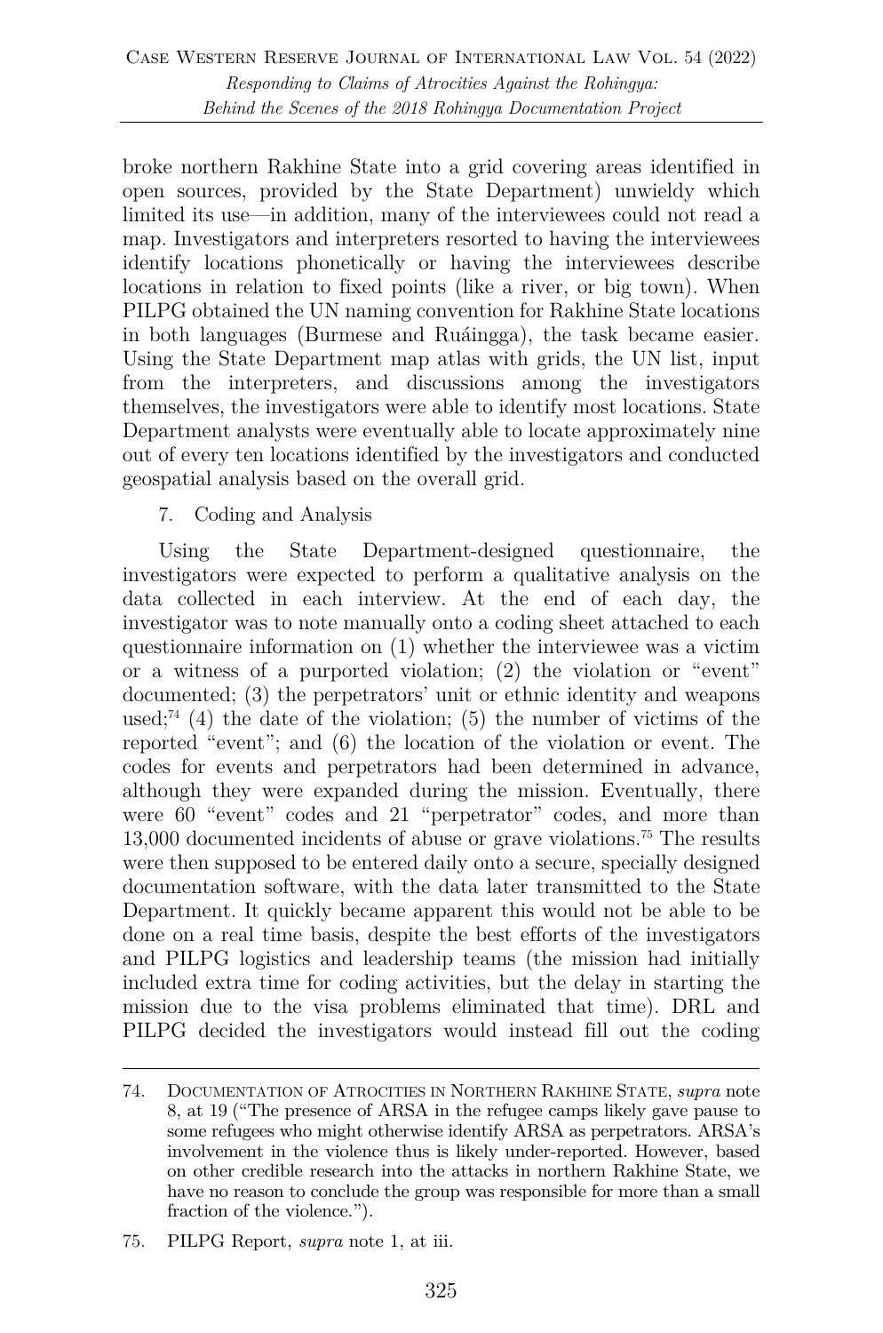broke northern Rakhine State into a grid covering areas identified in open sources, provided by the State Department) unwieldy which limited its use—in addition, many of the interviewees could not read a map. Investigators and interpreters resorted to having the interviewees identify locations phonetically or having the interviewees describe locations in relation to fixed points (like a river, or big town). When PILPG obtained the UN naming convention for Rakhine State locations in both languages (Burmese and Ruáingga), the task became easier. Using the State Department map atlas with grids, the UN list, input from the interpreters, and discussions among the investigators themselves, the investigators were able to identify most locations. State Department analysts were eventually able to locate approximately nine out of every ten locations identified by the investigators and conducted geospatial analysis based on the overall grid.

7. Coding and Analysis

Using the State Department-designed questionnaire, the investigators were expected to perform a qualitative analysis on the data collected in each interview. At the end of each day, the investigator was to note manually onto a coding sheet attached to each questionnaire information on (1) whether the interviewee was a victim or a witness of a purported violation; (2) the violation or "event" documented; (3) the perpetrators' unit or ethnic identity and weapons used;[74] (4) the date of the violation; (5) the number of victims of the reported "event"; and (6) the location of the violation or event. The codes for events and perpetrators had been determined in advance, although they were expanded during the mission. Eventually, there were 60 "event" codes and 21 "perpetrator" codes, and more than 13,000 documented incidents of abuse or grave violations.[75] The results were then supposed to be entered daily onto a secure, specially designed documentation software, with the data later transmitted to the State Department. It quickly became apparent this would not be able to be done on a real time basis, despite the best efforts of the investigators and PILPG logistics and leadership teams (the mission had initially included extra time for coding activities, but the delay in starting the mission due to the visa problems eliminated that time). DRL and PILPG decided the investigators would instead fill out the coding

74. Documentation of Atrocities in Northern Rakhine State, *supra* note 8, at 19 ("The presence of ARSA in the refugee camps likely gave pause to some refugees who might otherwise identify ARSA as perpetrators. ARSA's involvement in the violence thus is likely under-reported. However, based on other credible research into the attacks in northern Rakhine State, we have no reason to conclude the group was responsible for more than a small fraction of the violence.").

75. PILPG Report, *supra* note 1, at iii.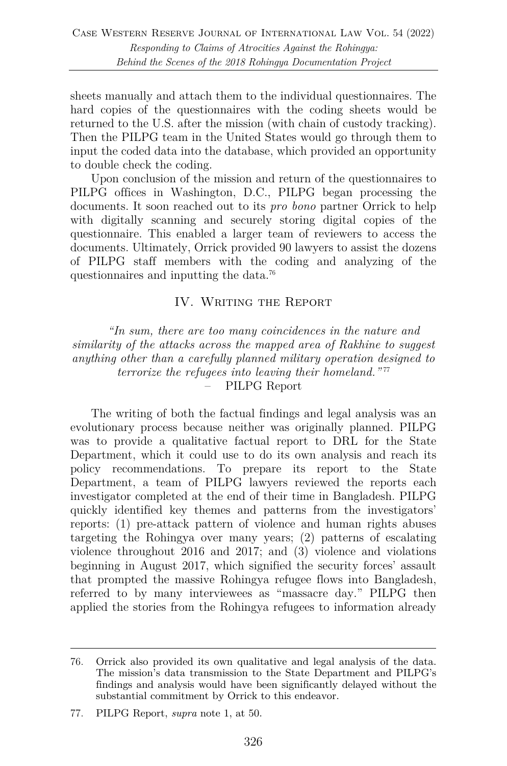sheets manually and attach them to the individual questionnaires. The hard copies of the questionnaires with the coding sheets would be returned to the U.S. after the mission (with chain of custody tracking). Then the PILPG team in the United States would go through them to input the coded data into the database, which provided an opportunity to double check the coding.

Upon conclusion of the mission and return of the questionnaires to PILPG offices in Washington, D.C., PILPG began processing the documents. It soon reached out to its *pro bono* partner Orrick to help with digitally scanning and securely storing digital copies of the questionnaire. This enabled a larger team of reviewers to access the documents. Ultimately, Orrick provided 90 lawyers to assist the dozens of PILPG staff members with the coding and analyzing of the questionnaires and inputting the data.[76]

## IV. Writing the Report

*"In sum, there are too many coincidences in the nature and similarity of the attacks across the mapped area of Rakhine to suggest anything other than a carefully planned military operation designed to terrorize the refugees into leaving their homeland."*[77]
– PILPG Report

The writing of both the factual findings and legal analysis was an evolutionary process because neither was originally planned. PILPG was to provide a qualitative factual report to DRL for the State Department, which it could use to do its own analysis and reach its policy recommendations. To prepare its report to the State Department, a team of PILPG lawyers reviewed the reports each investigator completed at the end of their time in Bangladesh. PILPG quickly identified key themes and patterns from the investigators' reports: (1) pre-attack pattern of violence and human rights abuses targeting the Rohingya over many years; (2) patterns of escalating violence throughout 2016 and 2017; and (3) violence and violations beginning in August 2017, which signified the security forces' assault that prompted the massive Rohingya refugee flows into Bangladesh, referred to by many interviewees as "massacre day." PILPG then applied the stories from the Rohingya refugees to information already

---

76. Orrick also provided its own qualitative and legal analysis of the data. The mission's data transmission to the State Department and PILPG's findings and analysis would have been significantly delayed without the substantial commitment by Orrick to this endeavor.

77. PILPG Report, *supra* note 1, at 50.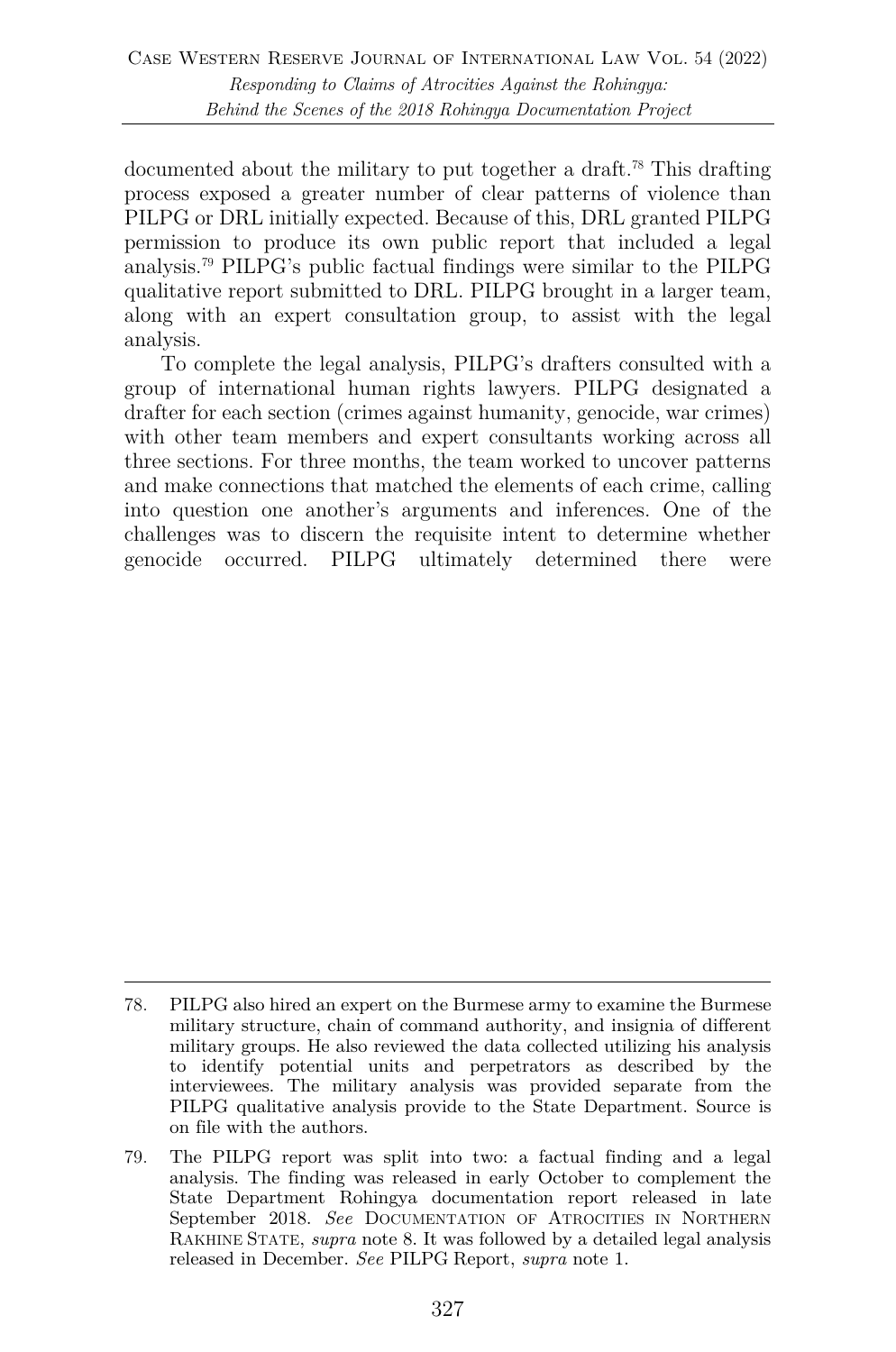documented about the military to put together a draft.[78] This drafting process exposed a greater number of clear patterns of violence than PILPG or DRL initially expected. Because of this, DRL granted PILPG permission to produce its own public report that included a legal analysis.[79] PILPG's public factual findings were similar to the PILPG qualitative report submitted to DRL. PILPG brought in a larger team, along with an expert consultation group, to assist with the legal analysis.

To complete the legal analysis, PILPG's drafters consulted with a group of international human rights lawyers. PILPG designated a drafter for each section (crimes against humanity, genocide, war crimes) with other team members and expert consultants working across all three sections. For three months, the team worked to uncover patterns and make connections that matched the elements of each crime, calling into question one another's arguments and inferences. One of the challenges was to discern the requisite intent to determine whether genocide occurred. PILPG ultimately determined there were

---

78. PILPG also hired an expert on the Burmese army to examine the Burmese military structure, chain of command authority, and insignia of different military groups. He also reviewed the data collected utilizing his analysis to identify potential units and perpetrators as described by the interviewees. The military analysis was provided separate from the PILPG qualitative analysis provide to the State Department. Source is on file with the authors.

79. The PILPG report was split into two: a factual finding and a legal analysis. The finding was released in early October to complement the State Department Rohingya documentation report released in late September 2018. *See* DOCUMENTATION OF ATROCITIES IN NORTHERN RAKHINE STATE, *supra* note 8. It was followed by a detailed legal analysis released in December. *See* PILPG Report, *supra* note 1.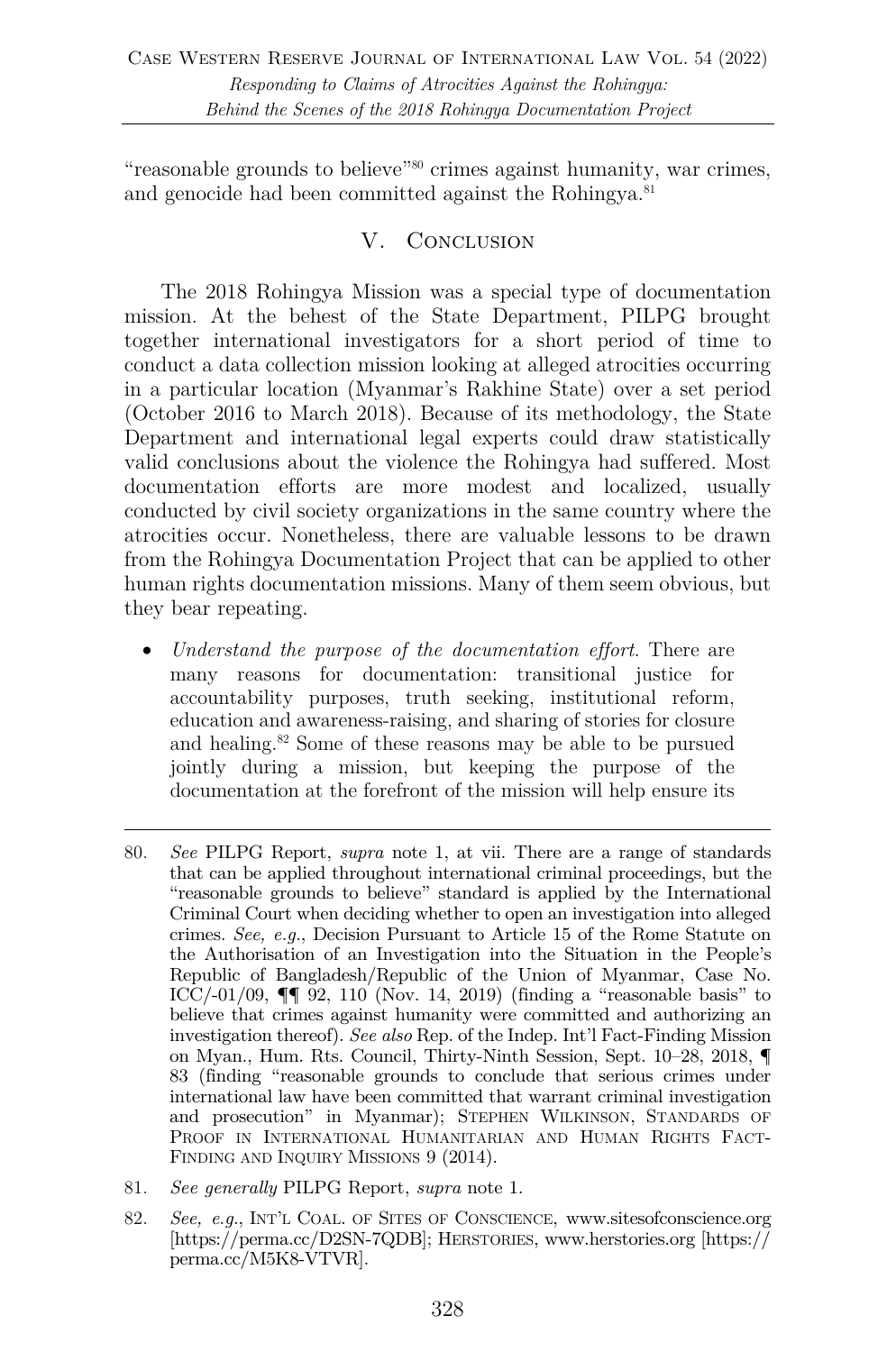"reasonable grounds to believe"[80] crimes against humanity, war crimes, and genocide had been committed against the Rohingya.[81]

## V. Conclusion

The 2018 Rohingya Mission was a special type of documentation mission. At the behest of the State Department, PILPG brought together international investigators for a short period of time to conduct a data collection mission looking at alleged atrocities occurring in a particular location (Myanmar's Rakhine State) over a set period (October 2016 to March 2018). Because of its methodology, the State Department and international legal experts could draw statistically valid conclusions about the violence the Rohingya had suffered. Most documentation efforts are more modest and localized, usually conducted by civil society organizations in the same country where the atrocities occur. Nonetheless, there are valuable lessons to be drawn from the Rohingya Documentation Project that can be applied to other human rights documentation missions. Many of them seem obvious, but they bear repeating.

- *Understand the purpose of the documentation effort.* There are many reasons for documentation: transitional justice for accountability purposes, truth seeking, institutional reform, education and awareness-raising, and sharing of stories for closure and healing.[82] Some of these reasons may be able to be pursued jointly during a mission, but keeping the purpose of the documentation at the forefront of the mission will help ensure its

---

80. *See* PILPG Report, *supra* note 1, at vii. There are a range of standards that can be applied throughout international criminal proceedings, but the "reasonable grounds to believe" standard is applied by the International Criminal Court when deciding whether to open an investigation into alleged crimes. *See, e.g.*, Decision Pursuant to Article 15 of the Rome Statute on the Authorisation of an Investigation into the Situation in the People's Republic of Bangladesh/Republic of the Union of Myanmar, Case No. ICC/-01/09, ¶¶ 92, 110 (Nov. 14, 2019) (finding a "reasonable basis" to believe that crimes against humanity were committed and authorizing an investigation thereof). *See also* Rep. of the Indep. Int'l Fact-Finding Mission on Myan., Hum. Rts. Council, Thirty-Ninth Session, Sept. 10–28, 2018, ¶ 83 (finding "reasonable grounds to conclude that serious crimes under international law have been committed that warrant criminal investigation and prosecution" in Myanmar); Stephen Wilkinson, Standards of Proof in International Humanitarian and Human Rights Fact-Finding and Inquiry Missions 9 (2014).

81. *See generally* PILPG Report, *supra* note 1.

82. *See, e.g.*, Int'l Coal. of Sites of Conscience, www.sitesofconscience.org [https://perma.cc/D2SN-7QDB]; Herstories, www.herstories.org [https://perma.cc/M5K8-VTVR].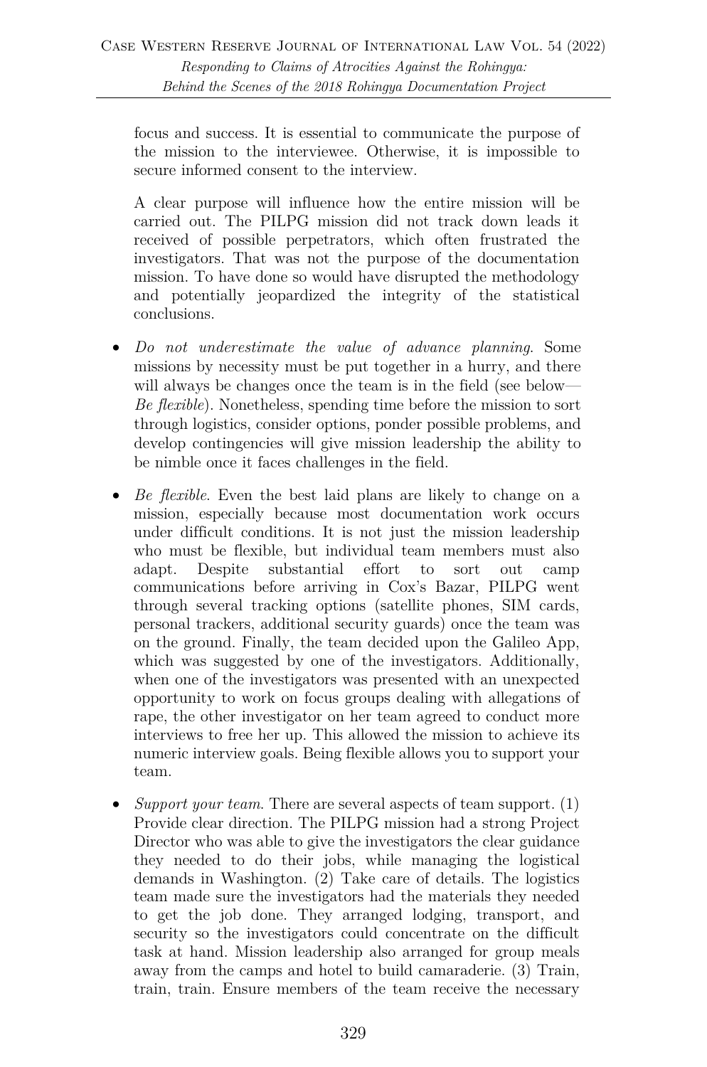focus and success. It is essential to communicate the purpose of the mission to the interviewee. Otherwise, it is impossible to secure informed consent to the interview.

A clear purpose will influence how the entire mission will be carried out. The PILPG mission did not track down leads it received of possible perpetrators, which often frustrated the investigators. That was not the purpose of the documentation mission. To have done so would have disrupted the methodology and potentially jeopardized the integrity of the statistical conclusions.

- *Do not underestimate the value of advance planning*. Some missions by necessity must be put together in a hurry, and there will always be changes once the team is in the field (see below—*Be flexible*). Nonetheless, spending time before the mission to sort through logistics, consider options, ponder possible problems, and develop contingencies will give mission leadership the ability to be nimble once it faces challenges in the field.

- *Be flexible*. Even the best laid plans are likely to change on a mission, especially because most documentation work occurs under difficult conditions. It is not just the mission leadership who must be flexible, but individual team members must also adapt. Despite substantial effort to sort out camp communications before arriving in Cox's Bazar, PILPG went through several tracking options (satellite phones, SIM cards, personal trackers, additional security guards) once the team was on the ground. Finally, the team decided upon the Galileo App, which was suggested by one of the investigators. Additionally, when one of the investigators was presented with an unexpected opportunity to work on focus groups dealing with allegations of rape, the other investigator on her team agreed to conduct more interviews to free her up. This allowed the mission to achieve its numeric interview goals. Being flexible allows you to support your team.

- *Support your team*. There are several aspects of team support. (1) Provide clear direction. The PILPG mission had a strong Project Director who was able to give the investigators the clear guidance they needed to do their jobs, while managing the logistical demands in Washington. (2) Take care of details. The logistics team made sure the investigators had the materials they needed to get the job done. They arranged lodging, transport, and security so the investigators could concentrate on the difficult task at hand. Mission leadership also arranged for group meals away from the camps and hotel to build camaraderie. (3) Train, train, train. Ensure members of the team receive the necessary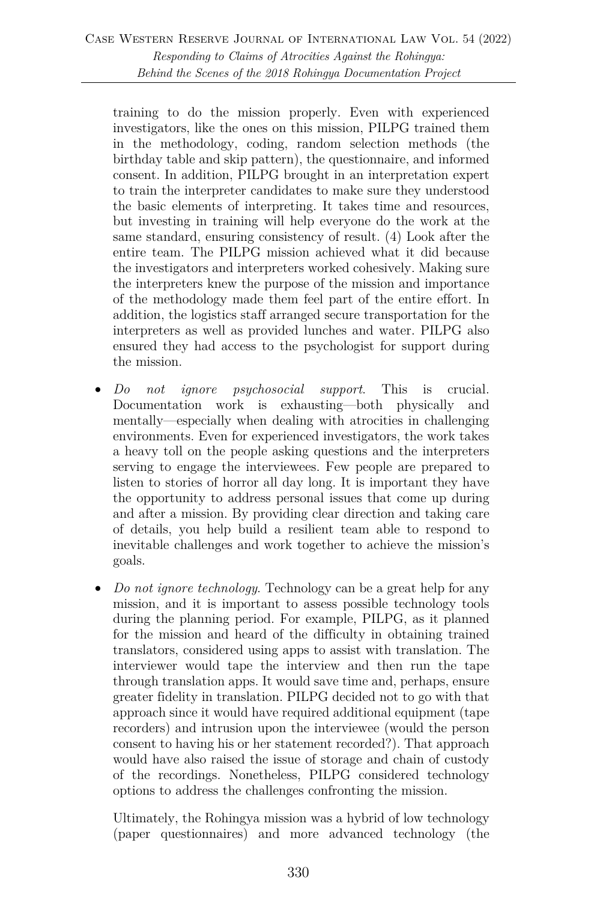training to do the mission properly. Even with experienced investigators, like the ones on this mission, PILPG trained them in the methodology, coding, random selection methods (the birthday table and skip pattern), the questionnaire, and informed consent. In addition, PILPG brought in an interpretation expert to train the interpreter candidates to make sure they understood the basic elements of interpreting. It takes time and resources, but investing in training will help everyone do the work at the same standard, ensuring consistency of result. (4) Look after the entire team. The PILPG mission achieved what it did because the investigators and interpreters worked cohesively. Making sure the interpreters knew the purpose of the mission and importance of the methodology made them feel part of the entire effort. In addition, the logistics staff arranged secure transportation for the interpreters as well as provided lunches and water. PILPG also ensured they had access to the psychologist for support during the mission.

- *Do not ignore psychosocial support*. This is crucial. Documentation work is exhausting—both physically and mentally—especially when dealing with atrocities in challenging environments. Even for experienced investigators, the work takes a heavy toll on the people asking questions and the interpreters serving to engage the interviewees. Few people are prepared to listen to stories of horror all day long. It is important they have the opportunity to address personal issues that come up during and after a mission. By providing clear direction and taking care of details, you help build a resilient team able to respond to inevitable challenges and work together to achieve the mission's goals.

- *Do not ignore technology*. Technology can be a great help for any mission, and it is important to assess possible technology tools during the planning period. For example, PILPG, as it planned for the mission and heard of the difficulty in obtaining trained translators, considered using apps to assist with translation. The interviewer would tape the interview and then run the tape through translation apps. It would save time and, perhaps, ensure greater fidelity in translation. PILPG decided not to go with that approach since it would have required additional equipment (tape recorders) and intrusion upon the interviewee (would the person consent to having his or her statement recorded?). That approach would have also raised the issue of storage and chain of custody of the recordings. Nonetheless, PILPG considered technology options to address the challenges confronting the mission.

  Ultimately, the Rohingya mission was a hybrid of low technology (paper questionnaires) and more advanced technology (the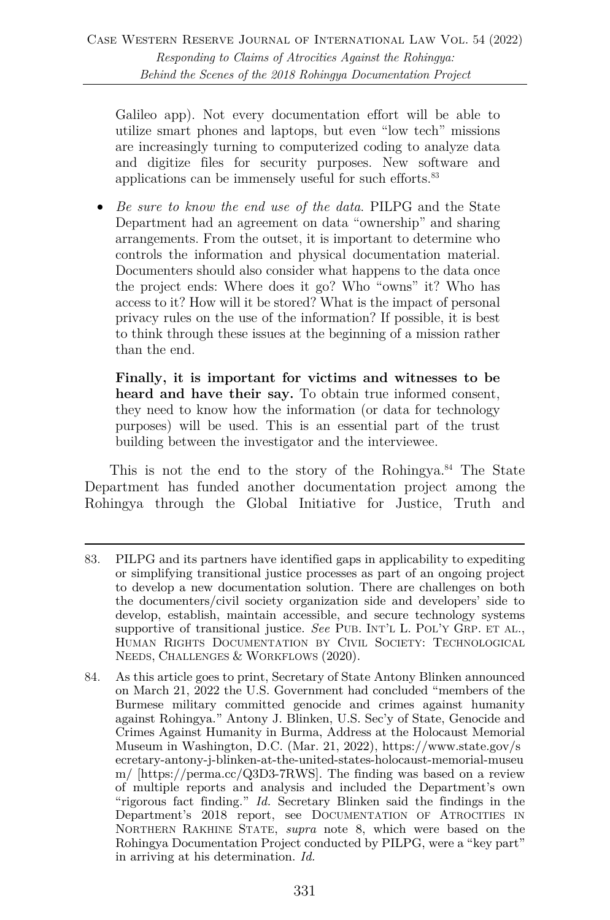Galileo app). Not every documentation effort will be able to utilize smart phones and laptops, but even "low tech" missions are increasingly turning to computerized coding to analyze data and digitize files for security purposes. New software and applications can be immensely useful for such efforts.[83]

- *Be sure to know the end use of the data.* PILPG and the State Department had an agreement on data "ownership" and sharing arrangements. From the outset, it is important to determine who controls the information and physical documentation material. Documenters should also consider what happens to the data once the project ends: Where does it go? Who "owns" it? Who has access to it? How will it be stored? What is the impact of personal privacy rules on the use of the information? If possible, it is best to think through these issues at the beginning of a mission rather than the end.

  **Finally, it is important for victims and witnesses to be heard and have their say.** To obtain true informed consent, they need to know how the information (or data for technology purposes) will be used. This is an essential part of the trust building between the investigator and the interviewee.

This is not the end to the story of the Rohingya.[84] The State Department has funded another documentation project among the Rohingya through the Global Initiative for Justice, Truth and

---

83. PILPG and its partners have identified gaps in applicability to expediting or simplifying transitional justice processes as part of an ongoing project to develop a new documentation solution. There are challenges on both the documenters/civil society organization side and developers' side to develop, establish, maintain accessible, and secure technology systems supportive of transitional justice. *See* PUB. INT'L L. POL'Y GRP. ET AL., HUMAN RIGHTS DOCUMENTATION BY CIVIL SOCIETY: TECHNOLOGICAL NEEDS, CHALLENGES & WORKFLOWS (2020).

84. As this article goes to print, Secretary of State Antony Blinken announced on March 21, 2022 the U.S. Government had concluded "members of the Burmese military committed genocide and crimes against humanity against Rohingya." Antony J. Blinken, U.S. Sec'y of State, Genocide and Crimes Against Humanity in Burma, Address at the Holocaust Memorial Museum in Washington, D.C. (Mar. 21, 2022), https://www.state.gov/secretary-antony-j-blinken-at-the-united-states-holocaust-memorial-museum/ [https://perma.cc/Q3D3-7RWS]. The finding was based on a review of multiple reports and analysis and included the Department's own "rigorous fact finding." *Id.* Secretary Blinken said the findings in the Department's 2018 report, see DOCUMENTATION OF ATROCITIES IN NORTHERN RAKHINE STATE, *supra* note 8, which were based on the Rohingya Documentation Project conducted by PILPG, were a "key part" in arriving at his determination. *Id.*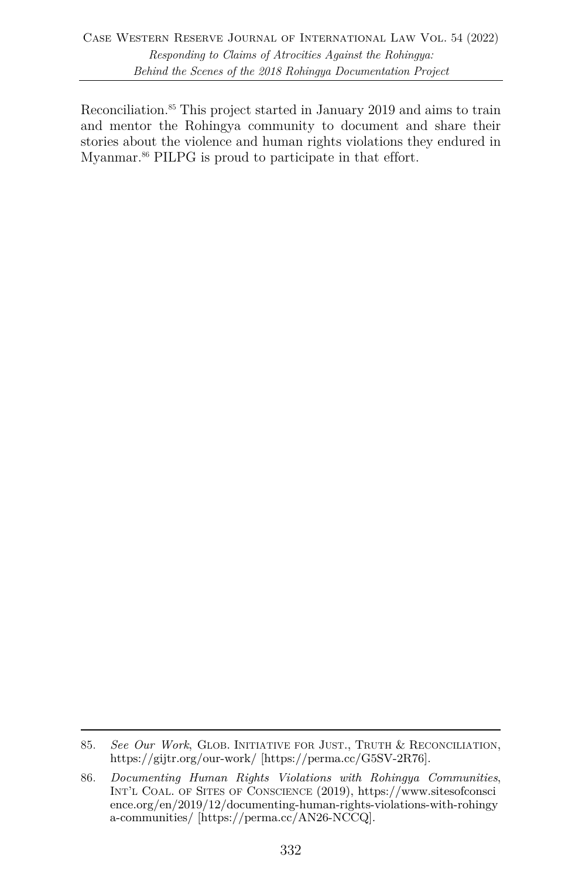Reconciliation.[85] This project started in January 2019 and aims to train and mentor the Rohingya community to document and share their stories about the violence and human rights violations they endured in Myanmar.[86] PILPG is proud to participate in that effort.

---

85. *See Our Work*, GLOB. INITIATIVE FOR JUST., TRUTH & RECONCILIATION, https://gijtr.org/our-work/ [https://perma.cc/G5SV-2R76].

86. *Documenting Human Rights Violations with Rohingya Communities*, INT'L COAL. OF SITES OF CONSCIENCE (2019), https://www.sitesofconscience.org/en/2019/12/documenting-human-rights-violations-with-rohingya-communities/ [https://perma.cc/AN26-NCCQ].